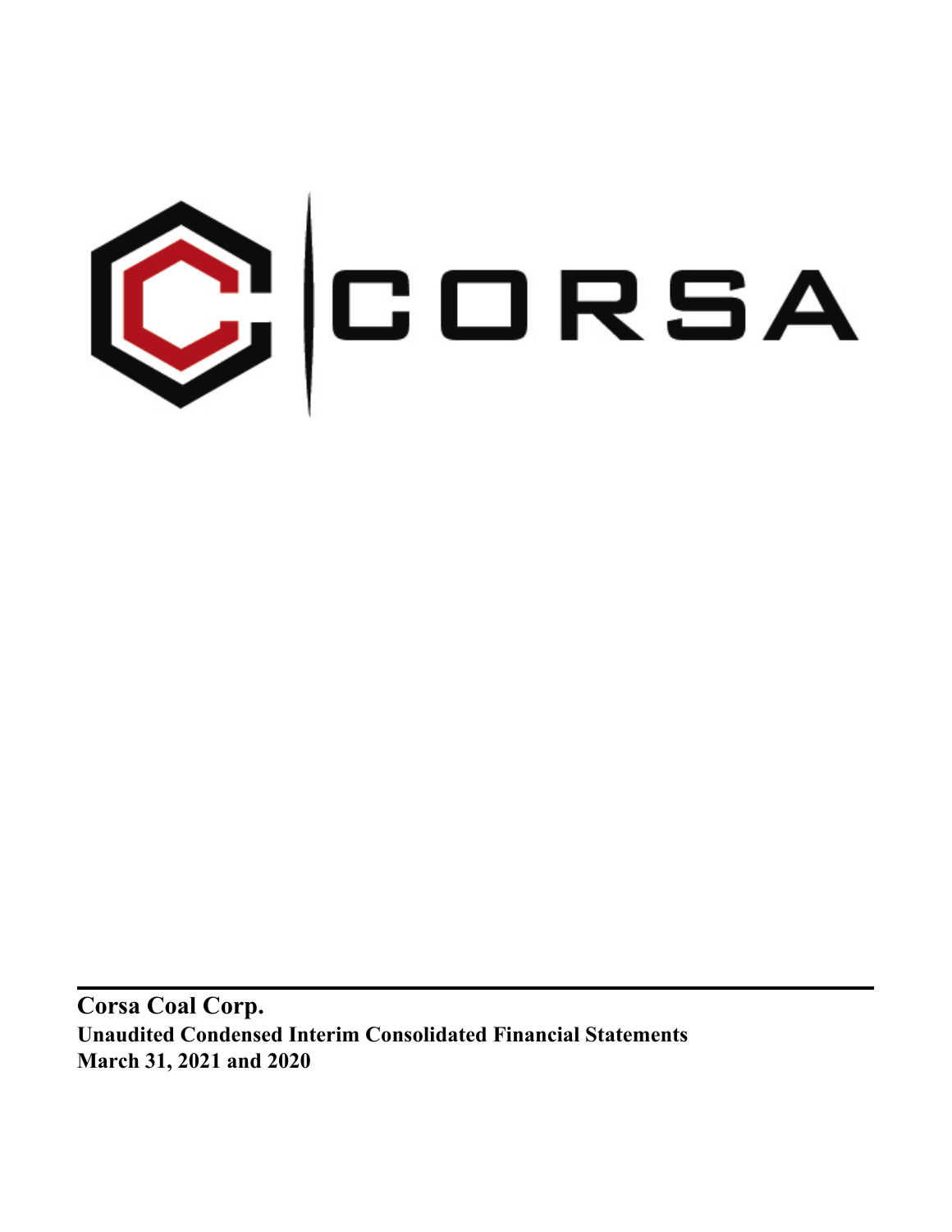CORSA

**Corsa Coal Corp.**

**Unaudited Condensed Interim Consolidated Financial Statements**

**March 31, 2021 and 2020**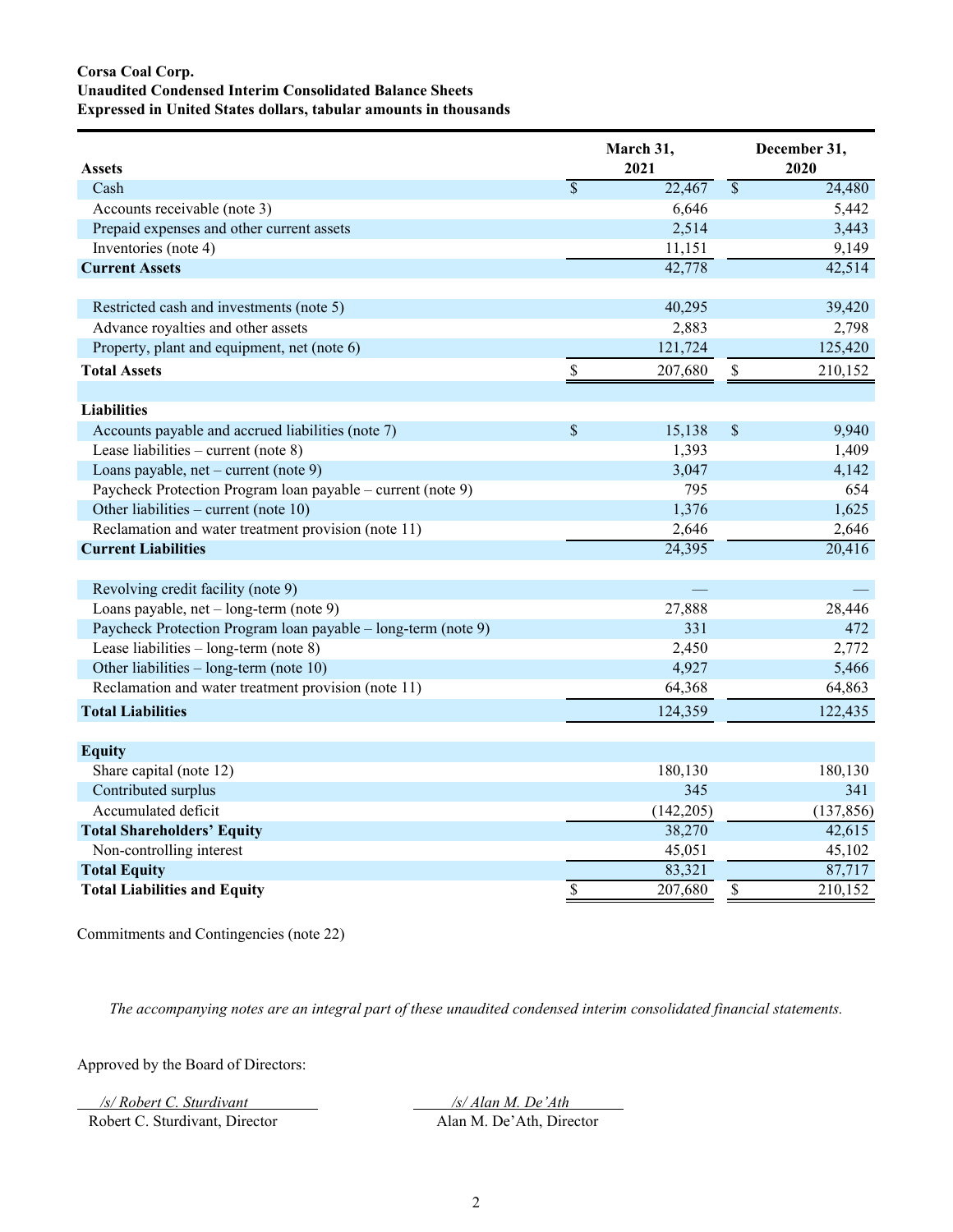**Corsa Coal Corp.**
**Unaudited Condensed Interim Consolidated Balance Sheets**
**Expressed in United States dollars, tabular amounts in thousands**

| **Assets** | **March 31, 2021** | **December 31, 2020** |
|---|---|---|
| Cash | $ 22,467 | $ 24,480 |
| Accounts receivable (note 3) | 6,646 | 5,442 |
| Prepaid expenses and other current assets | 2,514 | 3,443 |
| Inventories (note 4) | 11,151 | 9,149 |
| **Current Assets** | 42,778 | 42,514 |
| | | |
| Restricted cash and investments (note 5) | 40,295 | 39,420 |
| Advance royalties and other assets | 2,883 | 2,798 |
| Property, plant and equipment, net (note 6) | 121,724 | 125,420 |
| **Total Assets** | $ 207,680 | $ 210,152 |
| | | |
| **Liabilities** | | |
| Accounts payable and accrued liabilities (note 7) | $ 15,138 | $ 9,940 |
| Lease liabilities – current (note 8) | 1,393 | 1,409 |
| Loans payable, net – current (note 9) | 3,047 | 4,142 |
| Paycheck Protection Program loan payable – current (note 9) | 795 | 654 |
| Other liabilities – current (note 10) | 1,376 | 1,625 |
| Reclamation and water treatment provision (note 11) | 2,646 | 2,646 |
| **Current Liabilities** | 24,395 | 20,416 |
| | | |
| Revolving credit facility (note 9) | — | — |
| Loans payable, net – long-term (note 9) | 27,888 | 28,446 |
| Paycheck Protection Program loan payable – long-term (note 9) | 331 | 472 |
| Lease liabilities – long-term (note 8) | 2,450 | 2,772 |
| Other liabilities – long-term (note 10) | 4,927 | 5,466 |
| Reclamation and water treatment provision (note 11) | 64,368 | 64,863 |
| **Total Liabilities** | 124,359 | 122,435 |
| | | |
| **Equity** | | |
| Share capital (note 12) | 180,130 | 180,130 |
| Contributed surplus | 345 | 341 |
| Accumulated deficit | (142,205) | (137,856) |
| **Total Shareholders' Equity** | 38,270 | 42,615 |
| Non-controlling interest | 45,051 | 45,102 |
| **Total Equity** | 83,321 | 87,717 |
| **Total Liabilities and Equity** | $ 207,680 | $ 210,152 |

Commitments and Contingencies (note 22)

*The accompanying notes are an integral part of these unaudited condensed interim consolidated financial statements.*

Approved by the Board of Directors:

*/s/ Robert C. Sturdivant*
Robert C. Sturdivant, Director

*/s/ Alan M. De'Ath*
Alan M. De'Ath, Director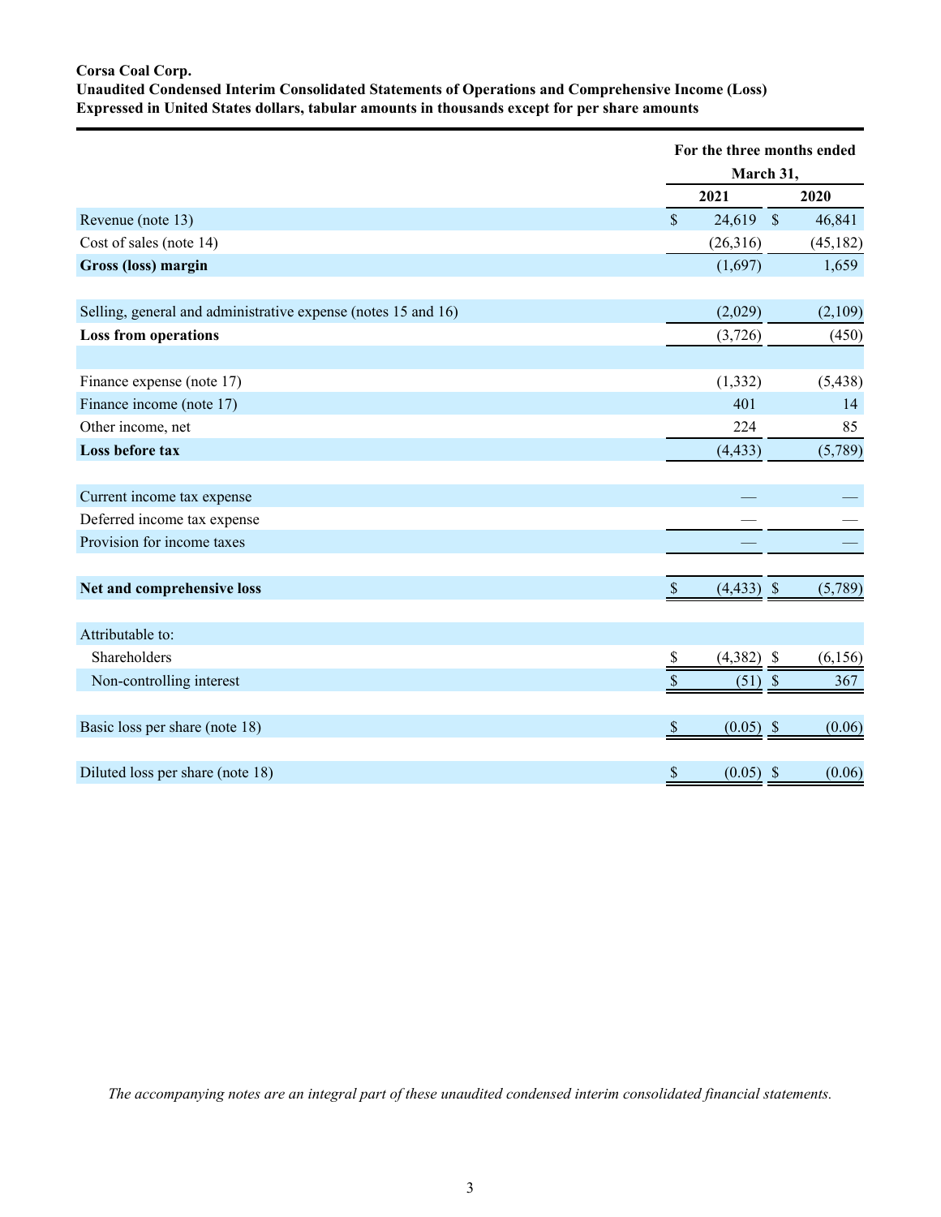**Corsa Coal Corp.**
**Unaudited Condensed Interim Consolidated Statements of Operations and Comprehensive Income (Loss)**
**Expressed in United States dollars, tabular amounts in thousands except for per share amounts**

| | For the three months ended March 31, | |
|---|---|---|
| | 2021 | 2020 |
| Revenue (note 13) | $ 24,619 | $ 46,841 |
| Cost of sales (note 14) | (26,316) | (45,182) |
| **Gross (loss) margin** | (1,697) | 1,659 |
| | | |
| Selling, general and administrative expense (notes 15 and 16) | (2,029) | (2,109) |
| **Loss from operations** | (3,726) | (450) |
| | | |
| Finance expense (note 17) | (1,332) | (5,438) |
| Finance income (note 17) | 401 | 14 |
| Other income, net | 224 | 85 |
| **Loss before tax** | (4,433) | (5,789) |
| | | |
| Current income tax expense | — | — |
| Deferred income tax expense | — | — |
| Provision for income taxes | — | — |
| | | |
| **Net and comprehensive loss** | $ (4,433) | $ (5,789) |
| | | |
| Attributable to: | | |
| Shareholders | $ (4,382) | $ (6,156) |
| Non-controlling interest | $ (51) | $ 367 |
| | | |
| Basic loss per share (note 18) | $ (0.05) | $ (0.06) |
| | | |
| Diluted loss per share (note 18) | $ (0.05) | $ (0.06) |

*The accompanying notes are an integral part of these unaudited condensed interim consolidated financial statements.*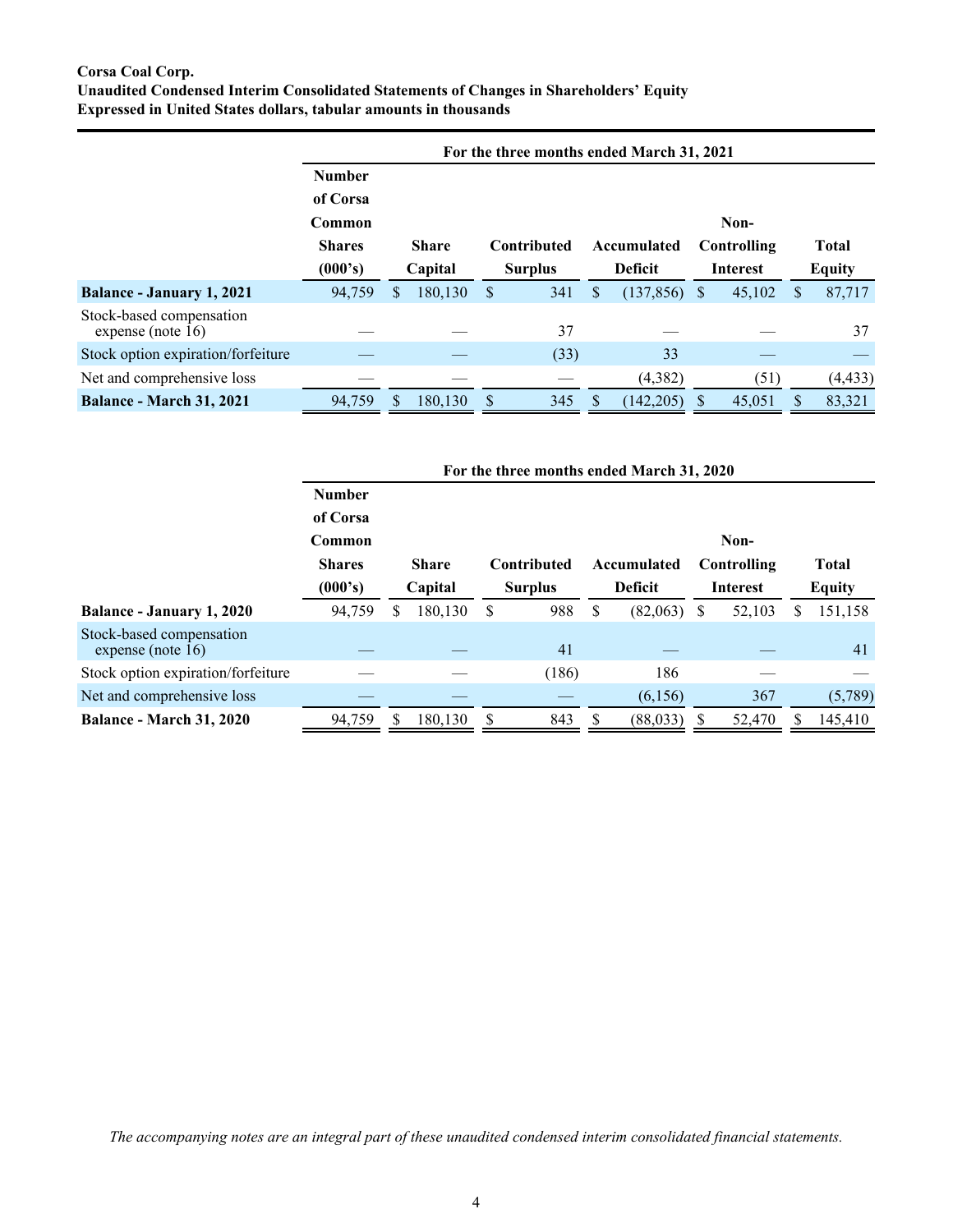**Corsa Coal Corp.**
**Unaudited Condensed Interim Consolidated Statements of Changes in Shareholders' Equity**
**Expressed in United States dollars, tabular amounts in thousands**

| | For the three months ended March 31, 2021 | | | | | |
|---|---|---|---|---|---|---|
| | **Number of Corsa Common Shares (000's)** | **Share Capital** | **Contributed Surplus** | **Accumulated Deficit** | **Non-Controlling Interest** | **Total Equity** |
| **Balance - January 1, 2021** | 94,759 | $ 180,130 | $ 341 | $ (137,856) | $ 45,102 | $ 87,717 |
| Stock-based compensation expense (note 16) | — | — | 37 | — | — | 37 |
| Stock option expiration/forfeiture | — | — | (33) | 33 | — | — |
| Net and comprehensive loss | — | — | — | (4,382) | (51) | (4,433) |
| **Balance - March 31, 2021** | 94,759 | $ 180,130 | $ 345 | $ (142,205) | $ 45,051 | $ 83,321 |

| | For the three months ended March 31, 2020 | | | | | |
|---|---|---|---|---|---|---|
| | **Number of Corsa Common Shares (000's)** | **Share Capital** | **Contributed Surplus** | **Accumulated Deficit** | **Non-Controlling Interest** | **Total Equity** |
| **Balance - January 1, 2020** | 94,759 | $ 180,130 | $ 988 | $ (82,063) | $ 52,103 | $ 151,158 |
| Stock-based compensation expense (note 16) | — | — | 41 | — | — | 41 |
| Stock option expiration/forfeiture | — | — | (186) | 186 | — | — |
| Net and comprehensive loss | — | — | — | (6,156) | 367 | (5,789) |
| **Balance - March 31, 2020** | 94,759 | $ 180,130 | $ 843 | $ (88,033) | $ 52,470 | $ 145,410 |

*The accompanying notes are an integral part of these unaudited condensed interim consolidated financial statements.*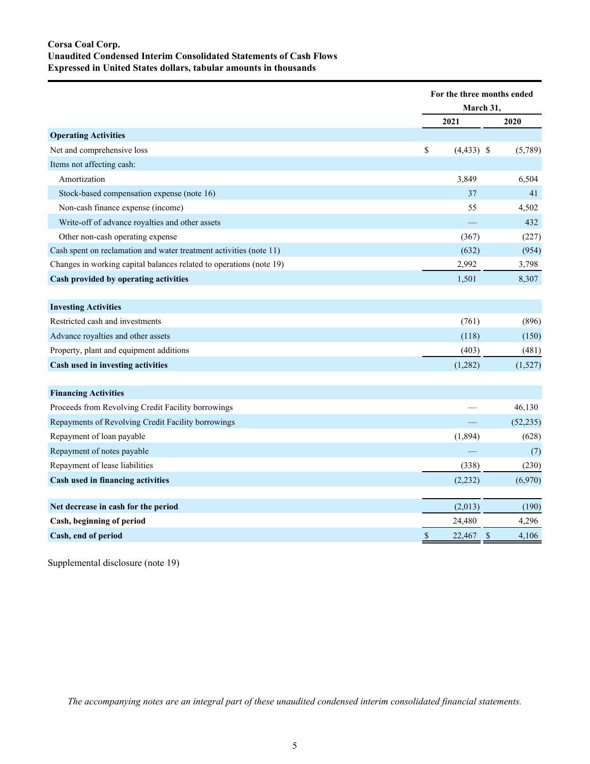**Corsa Coal Corp.**
**Unaudited Condensed Interim Consolidated Statements of Cash Flows**
**Expressed in United States dollars, tabular amounts in thousands**

| | For the three months ended March 31, | |
|---|---|---|
| | 2021 | 2020 |
| **Operating Activities** | | |
| Net and comprehensive loss | $ (4,433) | $ (5,789) |
| Items not affecting cash: | | |
| Amortization | 3,849 | 6,504 |
| Stock-based compensation expense (note 16) | 37 | 41 |
| Non-cash finance expense (income) | 55 | 4,502 |
| Write-off of advance royalties and other assets | — | 432 |
| Other non-cash operating expense | (367) | (227) |
| Cash spent on reclamation and water treatment activities (note 11) | (632) | (954) |
| Changes in working capital balances related to operations (note 19) | 2,992 | 3,798 |
| **Cash provided by operating activities** | 1,501 | 8,307 |
| **Investing Activities** | | |
| Restricted cash and investments | (761) | (896) |
| Advance royalties and other assets | (118) | (150) |
| Property, plant and equipment additions | (403) | (481) |
| **Cash used in investing activities** | (1,282) | (1,527) |
| **Financing Activities** | | |
| Proceeds from Revolving Credit Facility borrowings | — | 46,130 |
| Repayments of Revolving Credit Facility borrowings | — | (52,235) |
| Repayment of loan payable | (1,894) | (628) |
| Repayment of notes payable | — | (7) |
| Repayment of lease liabilities | (338) | (230) |
| **Cash used in financing activities** | (2,232) | (6,970) |
| **Net decrease in cash for the period** | (2,013) | (190) |
| **Cash, beginning of period** | 24,480 | 4,296 |
| **Cash, end of period** | $ 22,467 | $ 4,106 |

Supplemental disclosure (note 19)

*The accompanying notes are an integral part of these unaudited condensed interim consolidated financial statements.*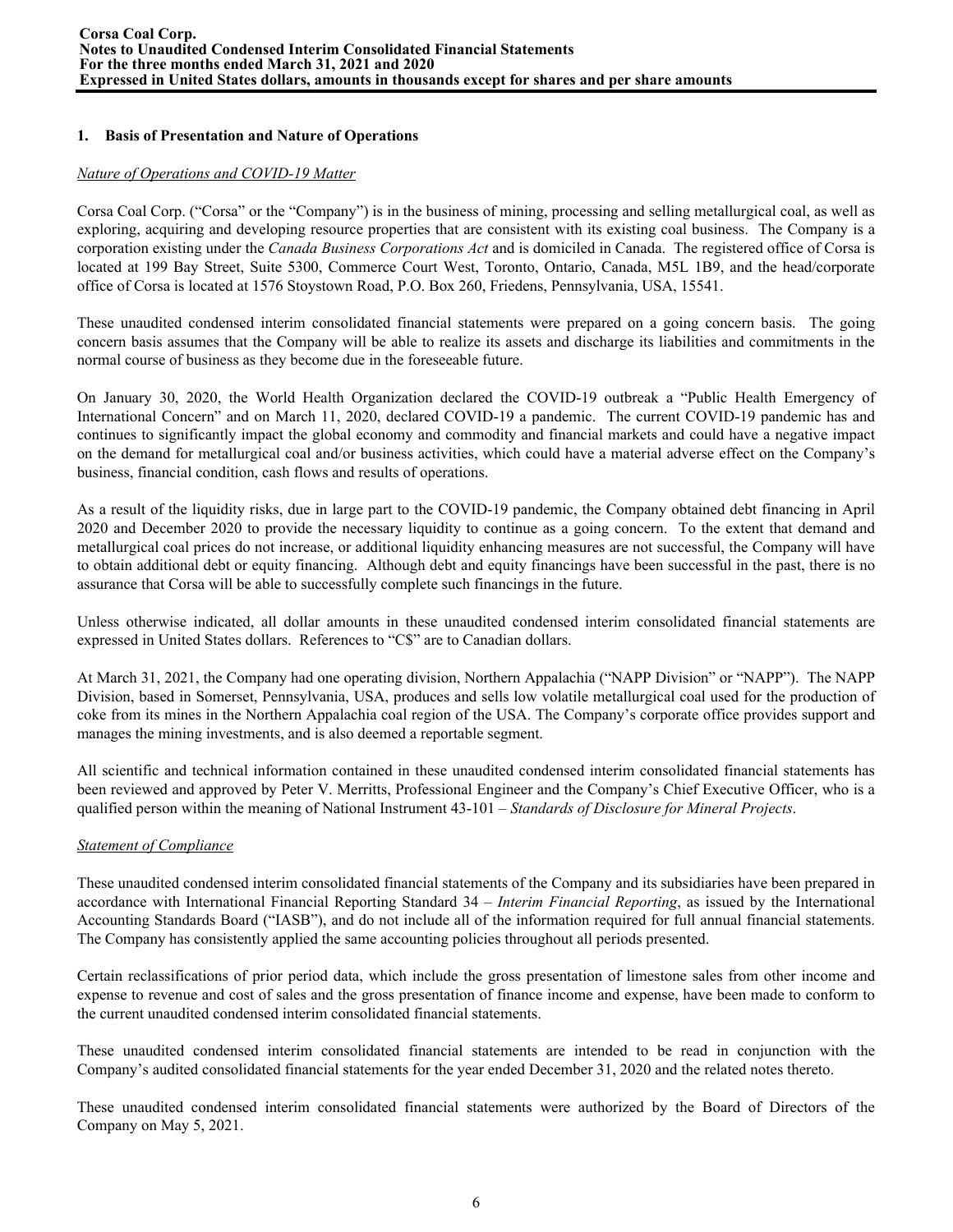## 1. Basis of Presentation and Nature of Operations

*Nature of Operations and COVID-19 Matter*

Corsa Coal Corp. ("Corsa" or the "Company") is in the business of mining, processing and selling metallurgical coal, as well as exploring, acquiring and developing resource properties that are consistent with its existing coal business. The Company is a corporation existing under the *Canada Business Corporations Act* and is domiciled in Canada. The registered office of Corsa is located at 199 Bay Street, Suite 5300, Commerce Court West, Toronto, Ontario, Canada, M5L 1B9, and the head/corporate office of Corsa is located at 1576 Stoystown Road, P.O. Box 260, Friedens, Pennsylvania, USA, 15541.

These unaudited condensed interim consolidated financial statements were prepared on a going concern basis. The going concern basis assumes that the Company will be able to realize its assets and discharge its liabilities and commitments in the normal course of business as they become due in the foreseeable future.

On January 30, 2020, the World Health Organization declared the COVID-19 outbreak a "Public Health Emergency of International Concern" and on March 11, 2020, declared COVID-19 a pandemic. The current COVID-19 pandemic has and continues to significantly impact the global economy and commodity and financial markets and could have a negative impact on the demand for metallurgical coal and/or business activities, which could have a material adverse effect on the Company's business, financial condition, cash flows and results of operations.

As a result of the liquidity risks, due in large part to the COVID-19 pandemic, the Company obtained debt financing in April 2020 and December 2020 to provide the necessary liquidity to continue as a going concern. To the extent that demand and metallurgical coal prices do not increase, or additional liquidity enhancing measures are not successful, the Company will have to obtain additional debt or equity financing. Although debt and equity financings have been successful in the past, there is no assurance that Corsa will be able to successfully complete such financings in the future.

Unless otherwise indicated, all dollar amounts in these unaudited condensed interim consolidated financial statements are expressed in United States dollars. References to "C$" are to Canadian dollars.

At March 31, 2021, the Company had one operating division, Northern Appalachia ("NAPP Division" or "NAPP"). The NAPP Division, based in Somerset, Pennsylvania, USA, produces and sells low volatile metallurgical coal used for the production of coke from its mines in the Northern Appalachia coal region of the USA. The Company's corporate office provides support and manages the mining investments, and is also deemed a reportable segment.

All scientific and technical information contained in these unaudited condensed interim consolidated financial statements has been reviewed and approved by Peter V. Merritts, Professional Engineer and the Company's Chief Executive Officer, who is a qualified person within the meaning of National Instrument 43-101 – *Standards of Disclosure for Mineral Projects*.

*Statement of Compliance*

These unaudited condensed interim consolidated financial statements of the Company and its subsidiaries have been prepared in accordance with International Financial Reporting Standard 34 – *Interim Financial Reporting*, as issued by the International Accounting Standards Board ("IASB"), and do not include all of the information required for full annual financial statements. The Company has consistently applied the same accounting policies throughout all periods presented.

Certain reclassifications of prior period data, which include the gross presentation of limestone sales from other income and expense to revenue and cost of sales and the gross presentation of finance income and expense, have been made to conform to the current unaudited condensed interim consolidated financial statements.

These unaudited condensed interim consolidated financial statements are intended to be read in conjunction with the Company's audited consolidated financial statements for the year ended December 31, 2020 and the related notes thereto.

These unaudited condensed interim consolidated financial statements were authorized by the Board of Directors of the Company on May 5, 2021.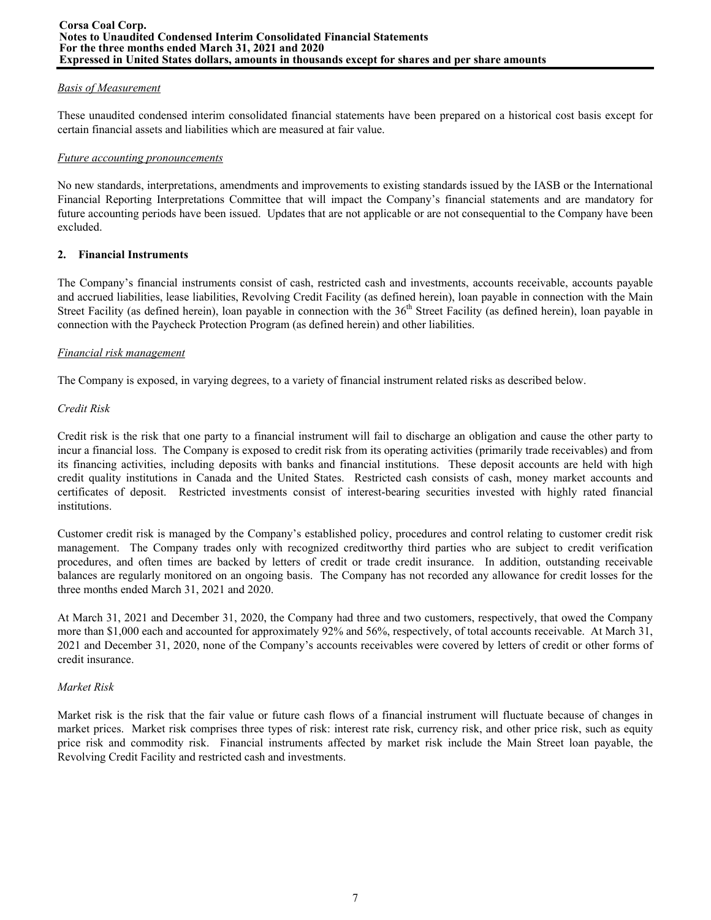*Basis of Measurement*

These unaudited condensed interim consolidated financial statements have been prepared on a historical cost basis except for certain financial assets and liabilities which are measured at fair value.

*Future accounting pronouncements*

No new standards, interpretations, amendments and improvements to existing standards issued by the IASB or the International Financial Reporting Interpretations Committee that will impact the Company's financial statements and are mandatory for future accounting periods have been issued. Updates that are not applicable or are not consequential to the Company have been excluded.

## 2. Financial Instruments

The Company's financial instruments consist of cash, restricted cash and investments, accounts receivable, accounts payable and accrued liabilities, lease liabilities, Revolving Credit Facility (as defined herein), loan payable in connection with the Main Street Facility (as defined herein), loan payable in connection with the 36th Street Facility (as defined herein), loan payable in connection with the Paycheck Protection Program (as defined herein) and other liabilities.

*Financial risk management*

The Company is exposed, in varying degrees, to a variety of financial instrument related risks as described below.

*Credit Risk*

Credit risk is the risk that one party to a financial instrument will fail to discharge an obligation and cause the other party to incur a financial loss. The Company is exposed to credit risk from its operating activities (primarily trade receivables) and from its financing activities, including deposits with banks and financial institutions. These deposit accounts are held with high credit quality institutions in Canada and the United States. Restricted cash consists of cash, money market accounts and certificates of deposit. Restricted investments consist of interest-bearing securities invested with highly rated financial institutions.

Customer credit risk is managed by the Company's established policy, procedures and control relating to customer credit risk management. The Company trades only with recognized creditworthy third parties who are subject to credit verification procedures, and often times are backed by letters of credit or trade credit insurance. In addition, outstanding receivable balances are regularly monitored on an ongoing basis. The Company has not recorded any allowance for credit losses for the three months ended March 31, 2021 and 2020.

At March 31, 2021 and December 31, 2020, the Company had three and two customers, respectively, that owed the Company more than $1,000 each and accounted for approximately 92% and 56%, respectively, of total accounts receivable. At March 31, 2021 and December 31, 2020, none of the Company's accounts receivables were covered by letters of credit or other forms of credit insurance.

*Market Risk*

Market risk is the risk that the fair value or future cash flows of a financial instrument will fluctuate because of changes in market prices. Market risk comprises three types of risk: interest rate risk, currency risk, and other price risk, such as equity price risk and commodity risk. Financial instruments affected by market risk include the Main Street loan payable, the Revolving Credit Facility and restricted cash and investments.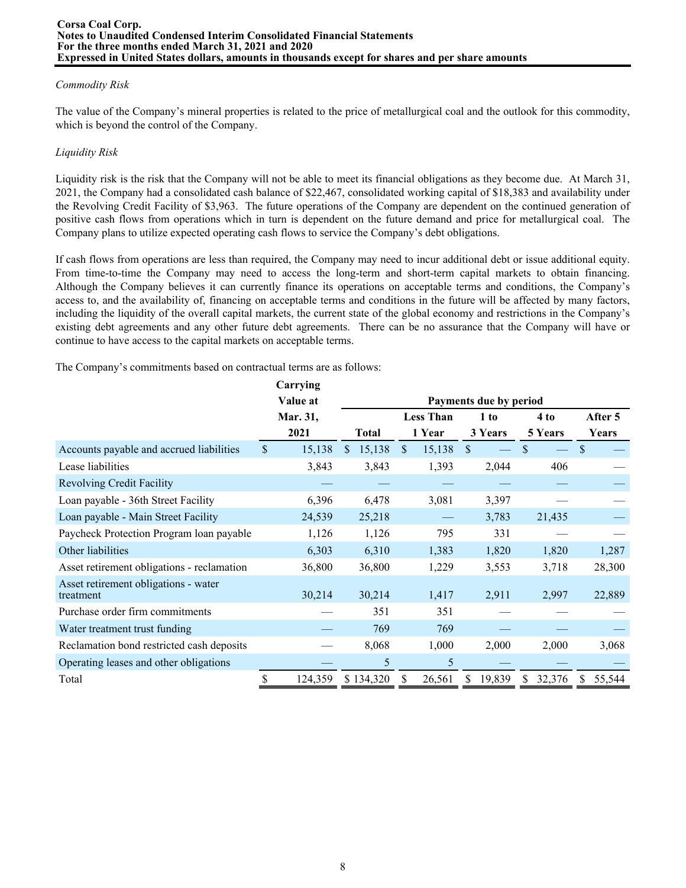*Commodity Risk*

The value of the Company's mineral properties is related to the price of metallurgical coal and the outlook for this commodity, which is beyond the control of the Company.

*Liquidity Risk*

Liquidity risk is the risk that the Company will not be able to meet its financial obligations as they become due. At March 31, 2021, the Company had a consolidated cash balance of $22,467, consolidated working capital of $18,383 and availability under the Revolving Credit Facility of $3,963. The future operations of the Company are dependent on the continued generation of positive cash flows from operations which in turn is dependent on the future demand and price for metallurgical coal. The Company plans to utilize expected operating cash flows to service the Company's debt obligations.

If cash flows from operations are less than required, the Company may need to incur additional debt or issue additional equity. From time-to-time the Company may need to access the long-term and short-term capital markets to obtain financing. Although the Company believes it can currently finance its operations on acceptable terms and conditions, the Company's access to, and the availability of, financing on acceptable terms and conditions in the future will be affected by many factors, including the liquidity of the overall capital markets, the current state of the global economy and restrictions in the Company's existing debt agreements and any other future debt agreements. There can be no assurance that the Company will have or continue to have access to the capital markets on acceptable terms.

The Company's commitments based on contractual terms are as follows:

| | Carrying Value at Mar. 31, 2021 | Payments due by period | | | | |
|---|---|---|---|---|---|---|
| | | Total | Less Than 1 Year | 1 to 3 Years | 4 to 5 Years | After 5 Years |
| Accounts payable and accrued liabilities | $ 15,138 | $ 15,138 | $ 15,138 | $ — | $ — | $ — |
| Lease liabilities | 3,843 | 3,843 | 1,393 | 2,044 | 406 | — |
| Revolving Credit Facility | — | — | — | — | — | — |
| Loan payable - 36th Street Facility | 6,396 | 6,478 | 3,081 | 3,397 | — | — |
| Loan payable - Main Street Facility | 24,539 | 25,218 | — | 3,783 | 21,435 | — |
| Paycheck Protection Program loan payable | 1,126 | 1,126 | 795 | 331 | — | — |
| Other liabilities | 6,303 | 6,310 | 1,383 | 1,820 | 1,820 | 1,287 |
| Asset retirement obligations - reclamation | 36,800 | 36,800 | 1,229 | 3,553 | 3,718 | 28,300 |
| Asset retirement obligations - water treatment | 30,214 | 30,214 | 1,417 | 2,911 | 2,997 | 22,889 |
| Purchase order firm commitments | — | 351 | 351 | — | — | — |
| Water treatment trust funding | — | 769 | 769 | — | — | — |
| Reclamation bond restricted cash deposits | — | 8,068 | 1,000 | 2,000 | 2,000 | 3,068 |
| Operating leases and other obligations | — | 5 | 5 | — | — | — |
| Total | $ 124,359 | $ 134,320 | $ 26,561 | $ 19,839 | $ 32,376 | $ 55,544 |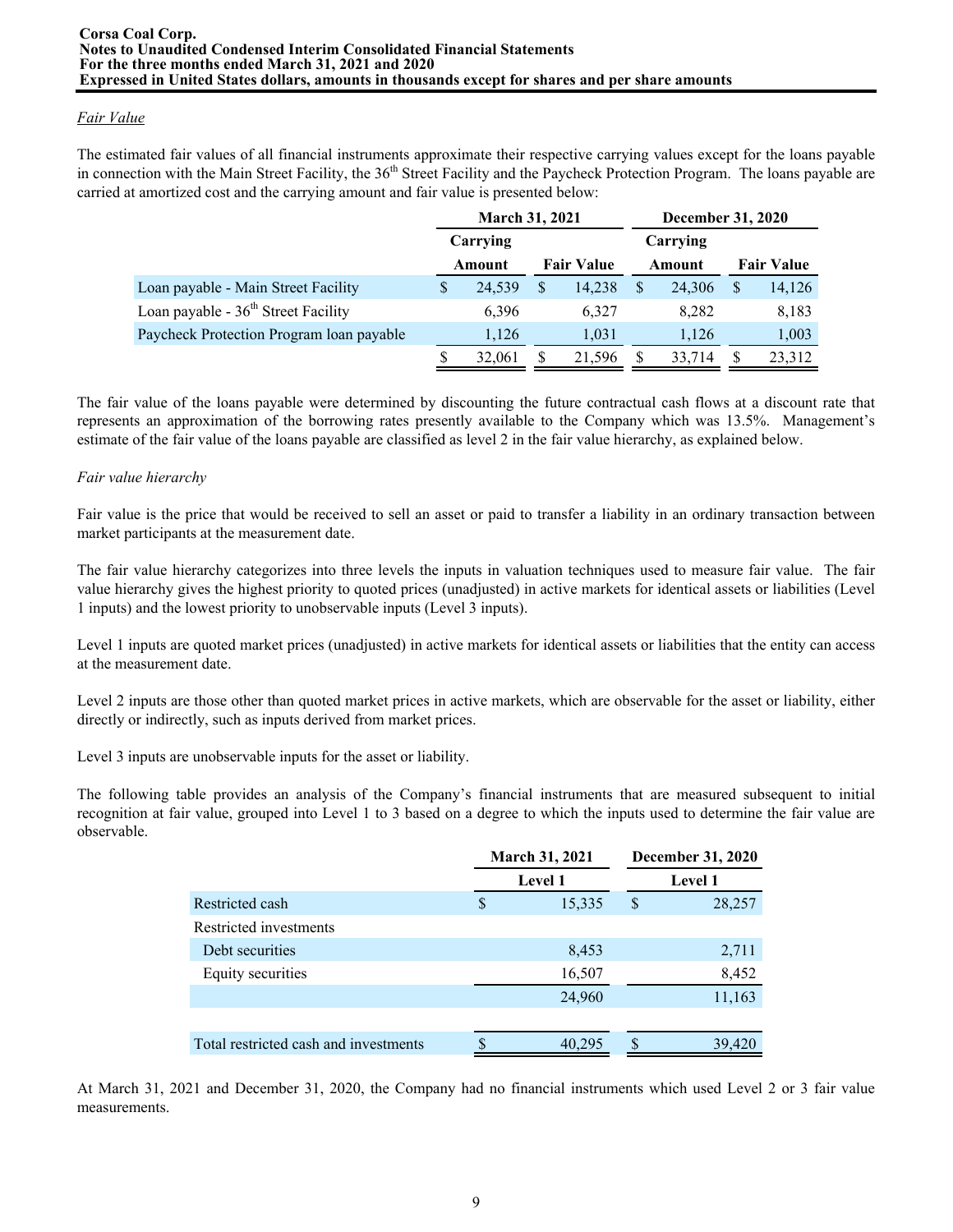*Fair Value*

The estimated fair values of all financial instruments approximate their respective carrying values except for the loans payable in connection with the Main Street Facility, the 36th Street Facility and the Paycheck Protection Program. The loans payable are carried at amortized cost and the carrying amount and fair value is presented below:

| | March 31, 2021 | | December 31, 2020 | |
|---|---|---|---|---|
| | Carrying Amount | Fair Value | Carrying Amount | Fair Value |
| Loan payable - Main Street Facility | $ 24,539 | $ 14,238 | $ 24,306 | $ 14,126 |
| Loan payable - 36th Street Facility | 6,396 | 6,327 | 8,282 | 8,183 |
| Paycheck Protection Program loan payable | 1,126 | 1,031 | 1,126 | 1,003 |
| | $ 32,061 | $ 21,596 | $ 33,714 | $ 23,312 |

The fair value of the loans payable were determined by discounting the future contractual cash flows at a discount rate that represents an approximation of the borrowing rates presently available to the Company which was 13.5%. Management's estimate of the fair value of the loans payable are classified as level 2 in the fair value hierarchy, as explained below.

*Fair value hierarchy*

Fair value is the price that would be received to sell an asset or paid to transfer a liability in an ordinary transaction between market participants at the measurement date.

The fair value hierarchy categorizes into three levels the inputs in valuation techniques used to measure fair value. The fair value hierarchy gives the highest priority to quoted prices (unadjusted) in active markets for identical assets or liabilities (Level 1 inputs) and the lowest priority to unobservable inputs (Level 3 inputs).

Level 1 inputs are quoted market prices (unadjusted) in active markets for identical assets or liabilities that the entity can access at the measurement date.

Level 2 inputs are those other than quoted market prices in active markets, which are observable for the asset or liability, either directly or indirectly, such as inputs derived from market prices.

Level 3 inputs are unobservable inputs for the asset or liability.

The following table provides an analysis of the Company's financial instruments that are measured subsequent to initial recognition at fair value, grouped into Level 1 to 3 based on a degree to which the inputs used to determine the fair value are observable.

| | March 31, 2021 | December 31, 2020 |
|---|---|---|
| | Level 1 | Level 1 |
| Restricted cash | $ 15,335 | $ 28,257 |
| Restricted investments | | |
| Debt securities | 8,453 | 2,711 |
| Equity securities | 16,507 | 8,452 |
| | 24,960 | 11,163 |
| | | |
| Total restricted cash and investments | $ 40,295 | $ 39,420 |

At March 31, 2021 and December 31, 2020, the Company had no financial instruments which used Level 2 or 3 fair value measurements.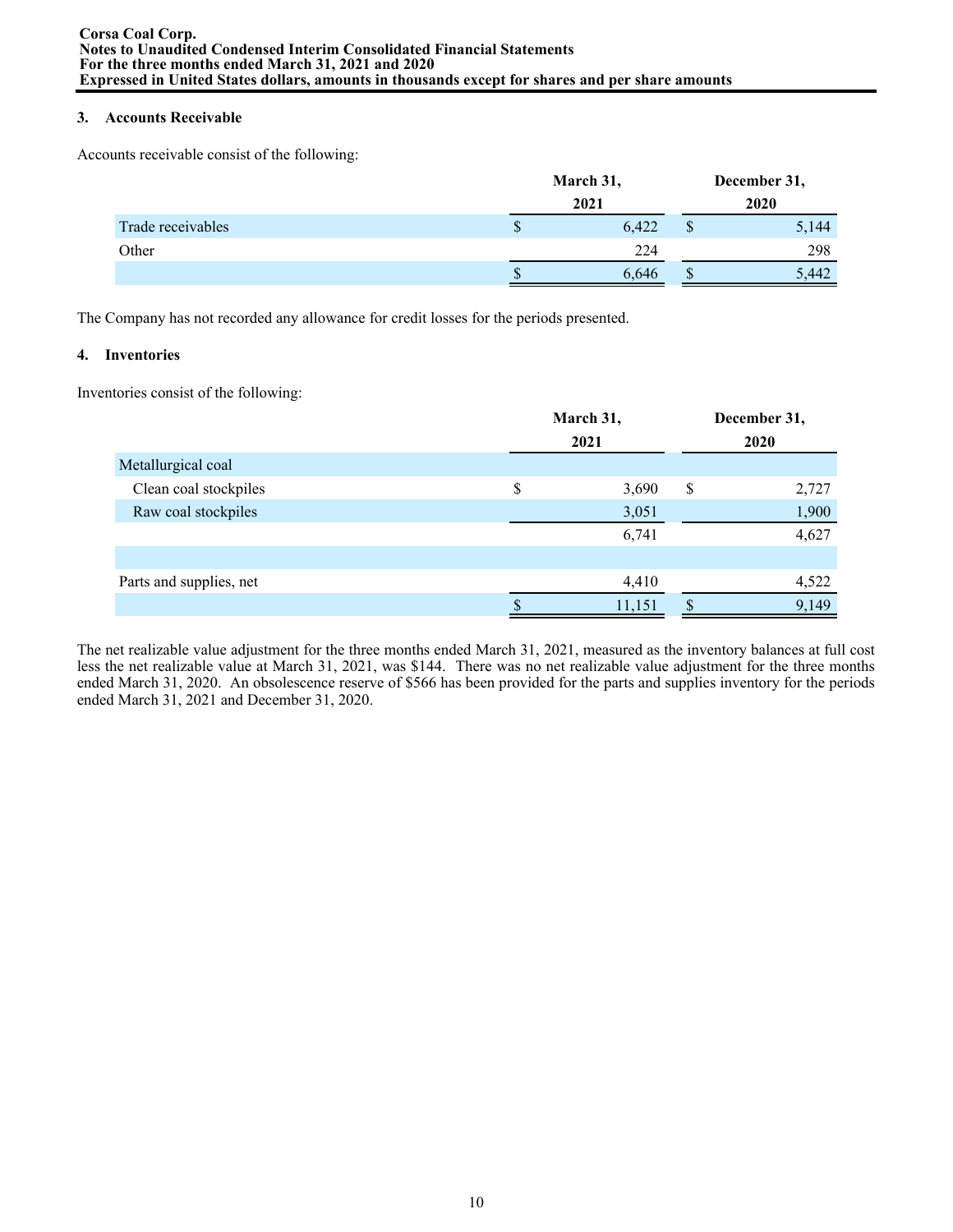## 3. Accounts Receivable

Accounts receivable consist of the following:

| | March 31, 2021 | December 31, 2020 |
|---|---|---|
| Trade receivables | $ 6,422 | $ 5,144 |
| Other | 224 | 298 |
| | $ 6,646 | $ 5,442 |

The Company has not recorded any allowance for credit losses for the periods presented.

## 4. Inventories

Inventories consist of the following:

| | March 31, 2021 | December 31, 2020 |
|---|---|---|
| Metallurgical coal | | |
| Clean coal stockpiles | $ 3,690 | $ 2,727 |
| Raw coal stockpiles | 3,051 | 1,900 |
| | 6,741 | 4,627 |
| | | |
| Parts and supplies, net | 4,410 | 4,522 |
| | $ 11,151 | $ 9,149 |

The net realizable value adjustment for the three months ended March 31, 2021, measured as the inventory balances at full cost less the net realizable value at March 31, 2021, was $144. There was no net realizable value adjustment for the three months ended March 31, 2020. An obsolescence reserve of $566 has been provided for the parts and supplies inventory for the periods ended March 31, 2021 and December 31, 2020.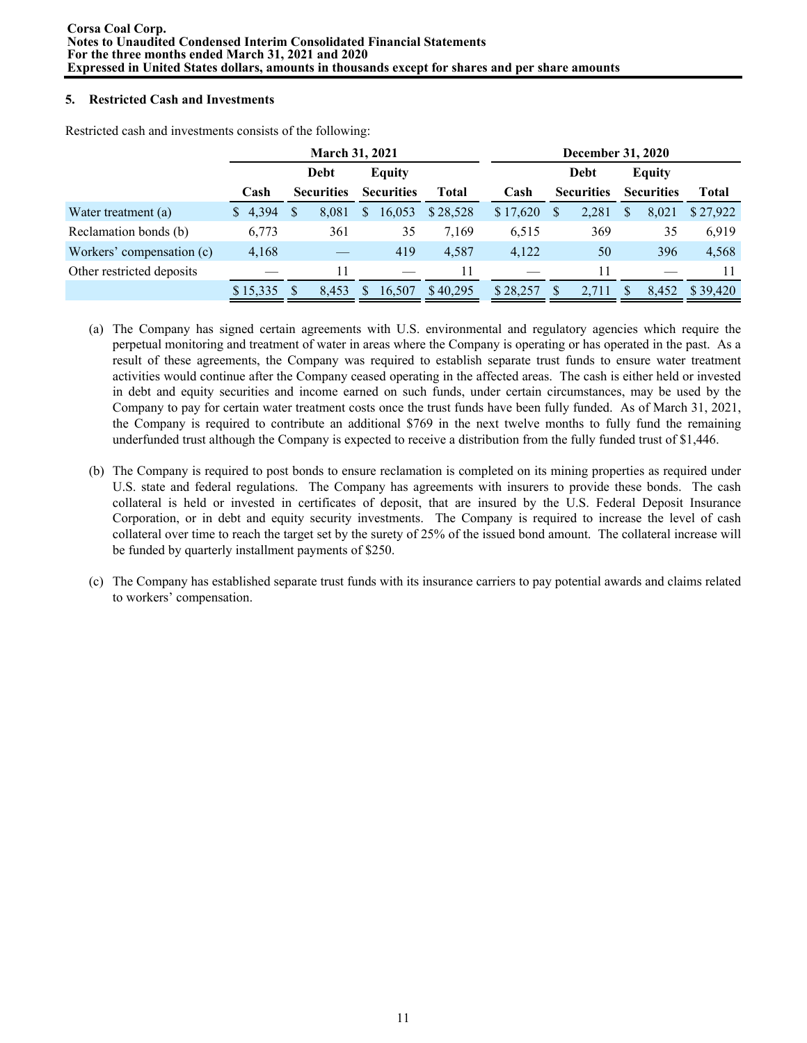## 5. Restricted Cash and Investments

Restricted cash and investments consists of the following:

| | March 31, 2021 | | | | December 31, 2020 | | | |
|---|---|---|---|---|---|---|---|---|
| | Cash | Debt Securities | Equity Securities | Total | Cash | Debt Securities | Equity Securities | Total |
| Water treatment (a) | $ 4,394 | $ 8,081 | $ 16,053 | $ 28,528 | $ 17,620 | $ 2,281 | $ 8,021 | $ 27,922 |
| Reclamation bonds (b) | 6,773 | 361 | 35 | 7,169 | 6,515 | 369 | 35 | 6,919 |
| Workers' compensation (c) | 4,168 | — | 419 | 4,587 | 4,122 | 50 | 396 | 4,568 |
| Other restricted deposits | — | 11 | — | 11 | — | 11 | — | 11 |
| | $ 15,335 | $ 8,453 | $ 16,507 | $ 40,295 | $ 28,257 | $ 2,711 | $ 8,452 | $ 39,420 |

(a) The Company has signed certain agreements with U.S. environmental and regulatory agencies which require the perpetual monitoring and treatment of water in areas where the Company is operating or has operated in the past. As a result of these agreements, the Company was required to establish separate trust funds to ensure water treatment activities would continue after the Company ceased operating in the affected areas. The cash is either held or invested in debt and equity securities and income earned on such funds, under certain circumstances, may be used by the Company to pay for certain water treatment costs once the trust funds have been fully funded. As of March 31, 2021, the Company is required to contribute an additional $769 in the next twelve months to fully fund the remaining underfunded trust although the Company is expected to receive a distribution from the fully funded trust of $1,446.

(b) The Company is required to post bonds to ensure reclamation is completed on its mining properties as required under U.S. state and federal regulations. The Company has agreements with insurers to provide these bonds. The cash collateral is held or invested in certificates of deposit, that are insured by the U.S. Federal Deposit Insurance Corporation, or in debt and equity security investments. The Company is required to increase the level of cash collateral over time to reach the target set by the surety of 25% of the issued bond amount. The collateral increase will be funded by quarterly installment payments of $250.

(c) The Company has established separate trust funds with its insurance carriers to pay potential awards and claims related to workers' compensation.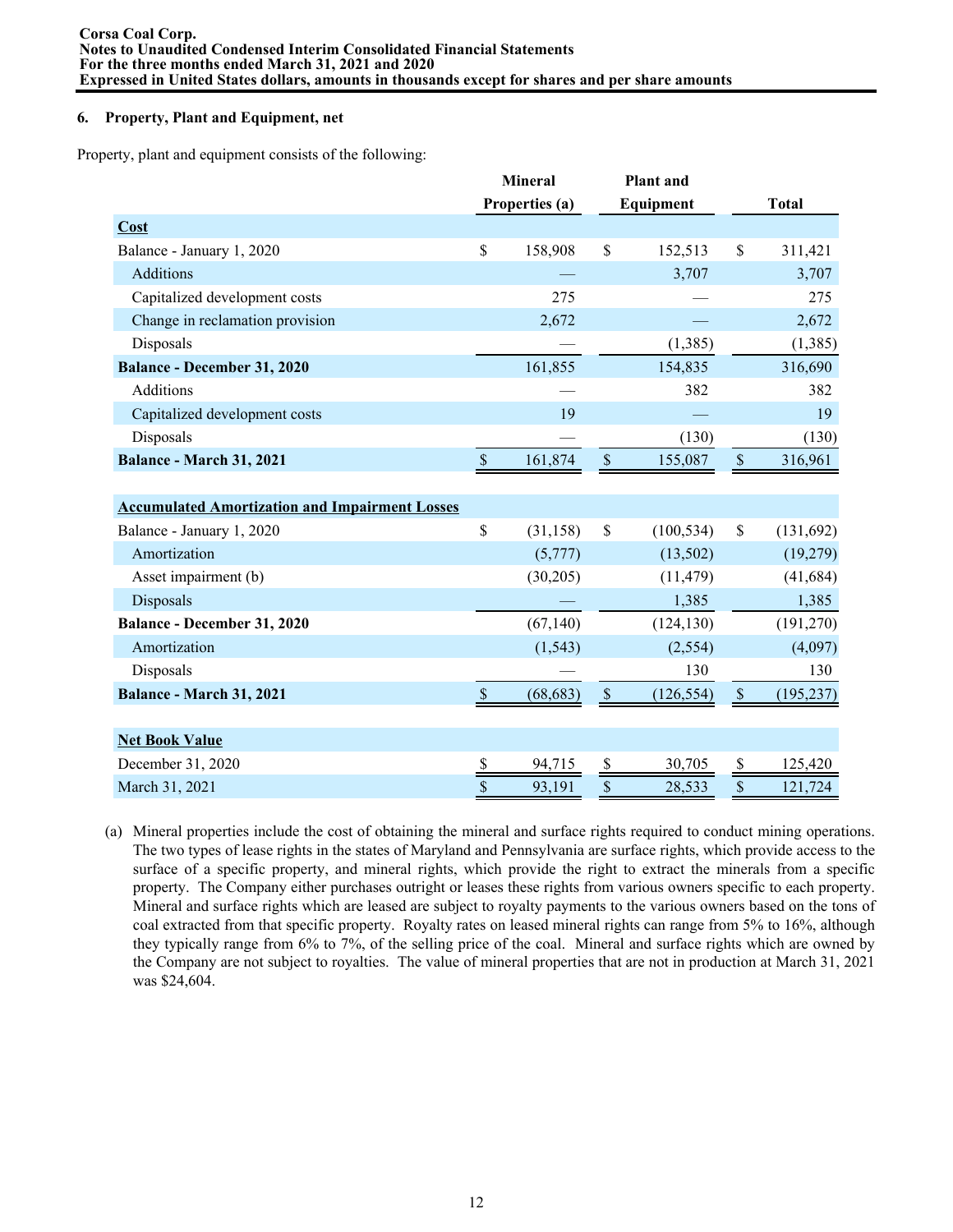## 6. Property, Plant and Equipment, net

Property, plant and equipment consists of the following:

| | Mineral Properties (a) | Plant and Equipment | Total |
|---|---|---|---|
| **Cost** | | | |
| Balance - January 1, 2020 | $ 158,908 | $ 152,513 | $ 311,421 |
| Additions | — | 3,707 | 3,707 |
| Capitalized development costs | 275 | — | 275 |
| Change in reclamation provision | 2,672 | — | 2,672 |
| Disposals | — | (1,385) | (1,385) |
| **Balance - December 31, 2020** | 161,855 | 154,835 | 316,690 |
| Additions | — | 382 | 382 |
| Capitalized development costs | 19 | — | 19 |
| Disposals | — | (130) | (130) |
| **Balance - March 31, 2021** | $ 161,874 | $ 155,087 | $ 316,961 |
| **Accumulated Amortization and Impairment Losses** | | | |
| Balance - January 1, 2020 | $ (31,158) | $ (100,534) | $ (131,692) |
| Amortization | (5,777) | (13,502) | (19,279) |
| Asset impairment (b) | (30,205) | (11,479) | (41,684) |
| Disposals | — | 1,385 | 1,385 |
| **Balance - December 31, 2020** | (67,140) | (124,130) | (191,270) |
| Amortization | (1,543) | (2,554) | (4,097) |
| Disposals | — | 130 | 130 |
| **Balance - March 31, 2021** | $ (68,683) | $ (126,554) | $ (195,237) |
| **Net Book Value** | | | |
| December 31, 2020 | $ 94,715 | $ 30,705 | $ 125,420 |
| March 31, 2021 | $ 93,191 | $ 28,533 | $ 121,724 |

(a) Mineral properties include the cost of obtaining the mineral and surface rights required to conduct mining operations. The two types of lease rights in the states of Maryland and Pennsylvania are surface rights, which provide access to the surface of a specific property, and mineral rights, which provide the right to extract the minerals from a specific property. The Company either purchases outright or leases these rights from various owners specific to each property. Mineral and surface rights which are leased are subject to royalty payments to the various owners based on the tons of coal extracted from that specific property. Royalty rates on leased mineral rights can range from 5% to 16%, although they typically range from 6% to 7%, of the selling price of the coal. Mineral and surface rights which are owned by the Company are not subject to royalties. The value of mineral properties that are not in production at March 31, 2021 was $24,604.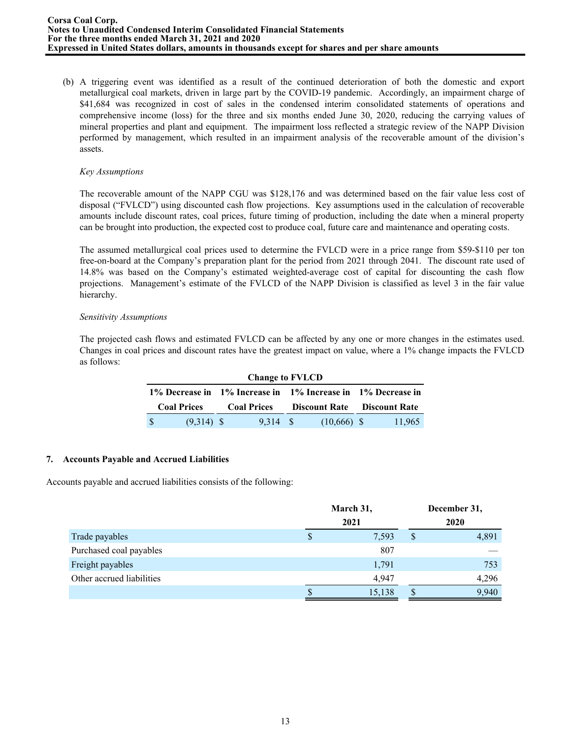(b) A triggering event was identified as a result of the continued deterioration of both the domestic and export metallurgical coal markets, driven in large part by the COVID-19 pandemic. Accordingly, an impairment charge of $41,684 was recognized in cost of sales in the condensed interim consolidated statements of operations and comprehensive income (loss) for the three and six months ended June 30, 2020, reducing the carrying values of mineral properties and plant and equipment. The impairment loss reflected a strategic review of the NAPP Division performed by management, which resulted in an impairment analysis of the recoverable amount of the division's assets.

*Key Assumptions*

The recoverable amount of the NAPP CGU was $128,176 and was determined based on the fair value less cost of disposal ("FVLCD") using discounted cash flow projections. Key assumptions used in the calculation of recoverable amounts include discount rates, coal prices, future timing of production, including the date when a mineral property can be brought into production, the expected cost to produce coal, future care and maintenance and operating costs.

The assumed metallurgical coal prices used to determine the FVLCD were in a price range from $59-$110 per ton free-on-board at the Company's preparation plant for the period from 2021 through 2041. The discount rate used of 14.8% was based on the Company's estimated weighted-average cost of capital for discounting the cash flow projections. Management's estimate of the FVLCD of the NAPP Division is classified as level 3 in the fair value hierarchy.

*Sensitivity Assumptions*

The projected cash flows and estimated FVLCD can be affected by any one or more changes in the estimates used. Changes in coal prices and discount rates have the greatest impact on value, where a 1% change impacts the FVLCD as follows:

| Change to FVLCD | | | |
|---|---|---|---|
| 1% Decrease in Coal Prices | 1% Increase in Coal Prices | 1% Increase in Discount Rate | 1% Decrease in Discount Rate |
| $ (9,314) | $ 9,314 | $ (10,666) | $ 11,965 |

## 7. Accounts Payable and Accrued Liabilities

Accounts payable and accrued liabilities consists of the following:

| | March 31, 2021 | December 31, 2020 |
|---|---|---|
| Trade payables | $ 7,593 | $ 4,891 |
| Purchased coal payables | 807 | — |
| Freight payables | 1,791 | 753 |
| Other accrued liabilities | 4,947 | 4,296 |
| | $ 15,138 | $ 9,940 |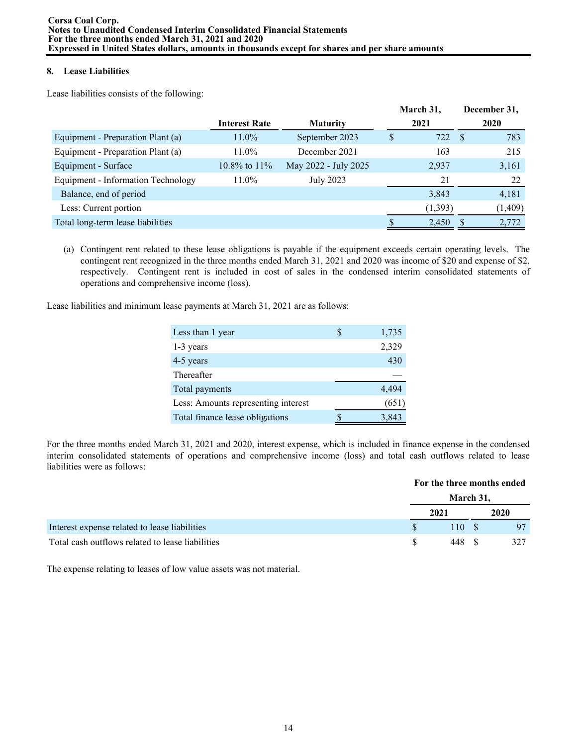## 8. Lease Liabilities

Lease liabilities consists of the following:

| | Interest Rate | Maturity | March 31, 2021 | December 31, 2020 |
|---|---|---|---|---|
| Equipment - Preparation Plant (a) | 11.0% | September 2023 | $ 722 | $ 783 |
| Equipment - Preparation Plant (a) | 11.0% | December 2021 | 163 | 215 |
| Equipment - Surface | 10.8% to 11% | May 2022 - July 2025 | 2,937 | 3,161 |
| Equipment - Information Technology | 11.0% | July 2023 | 21 | 22 |
| Balance, end of period | | | 3,843 | 4,181 |
| Less: Current portion | | | (1,393) | (1,409) |
| Total long-term lease liabilities | | | $ 2,450 | $ 2,772 |

(a) Contingent rent related to these lease obligations is payable if the equipment exceeds certain operating levels. The contingent rent recognized in the three months ended March 31, 2021 and 2020 was income of $20 and expense of $2, respectively. Contingent rent is included in cost of sales in the condensed interim consolidated statements of operations and comprehensive income (loss).

Lease liabilities and minimum lease payments at March 31, 2021 are as follows:

| | |
|---|---|
| Less than 1 year | $ 1,735 |
| 1-3 years | 2,329 |
| 4-5 years | 430 |
| Thereafter | — |
| Total payments | 4,494 |
| Less: Amounts representing interest | (651) |
| Total finance lease obligations | $ 3,843 |

For the three months ended March 31, 2021 and 2020, interest expense, which is included in finance expense in the condensed interim consolidated statements of operations and comprehensive income (loss) and total cash outflows related to lease liabilities were as follows:

| | For the three months ended March 31, 2021 | For the three months ended March 31, 2020 |
|---|---|---|
| Interest expense related to lease liabilities | $ 110 | $ 97 |
| Total cash outflows related to lease liabilities | $ 448 | $ 327 |

The expense relating to leases of low value assets was not material.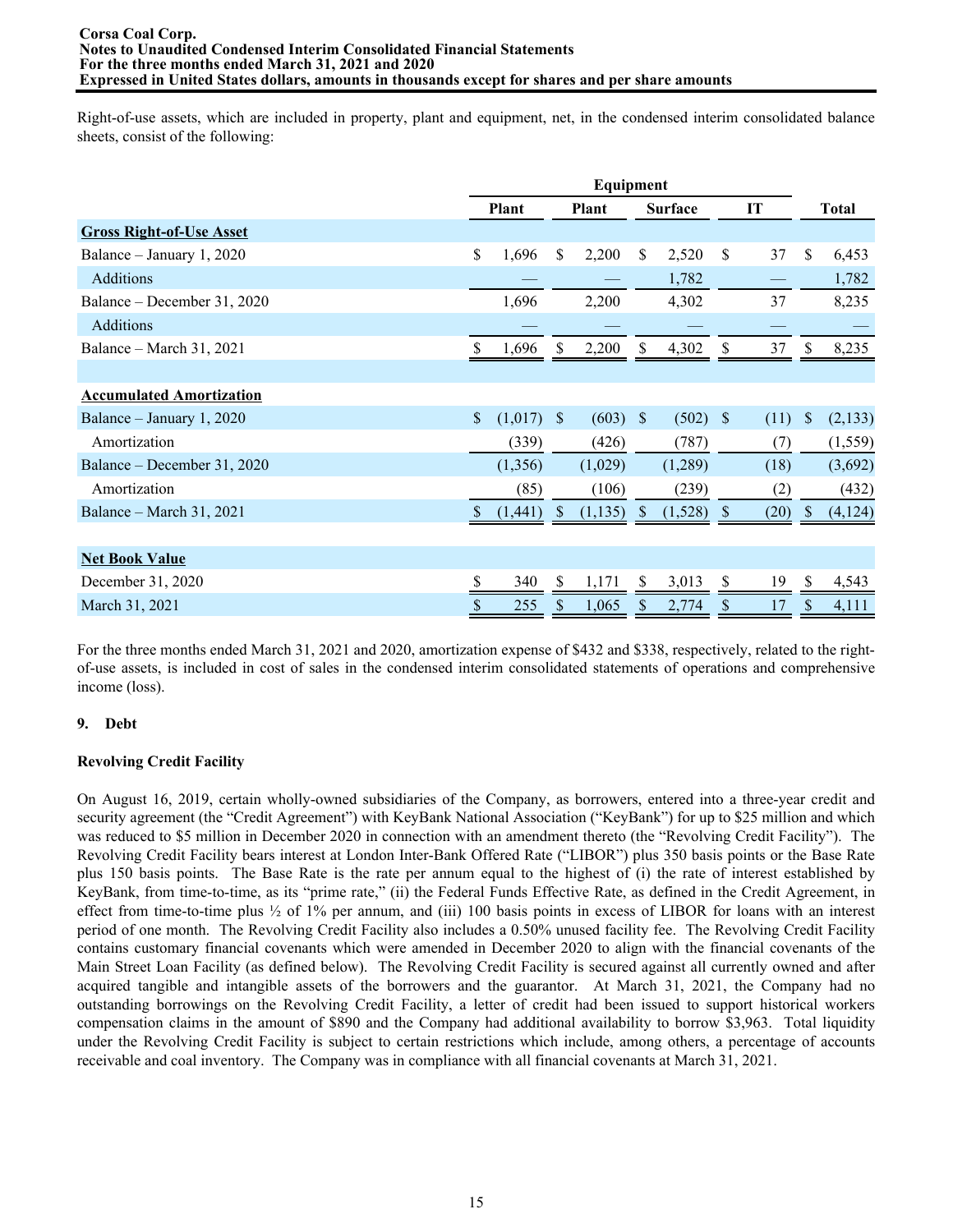Right-of-use assets, which are included in property, plant and equipment, net, in the condensed interim consolidated balance sheets, consist of the following:

| | Plant | Equipment Plant | Equipment Surface | Equipment IT | Total |
|---|---|---|---|---|---|
| **Gross Right-of-Use Asset** | | | | | |
| Balance – January 1, 2020 | $ 1,696 | $ 2,200 | $ 2,520 | $ 37 | $ 6,453 |
| Additions | — | — | 1,782 | — | 1,782 |
| Balance – December 31, 2020 | 1,696 | 2,200 | 4,302 | 37 | 8,235 |
| Additions | — | — | — | — | — |
| Balance – March 31, 2021 | $ 1,696 | $ 2,200 | $ 4,302 | $ 37 | $ 8,235 |
| | | | | | |
| **Accumulated Amortization** | | | | | |
| Balance – January 1, 2020 | $ (1,017) | $ (603) | $ (502) | $ (11) | $ (2,133) |
| Amortization | (339) | (426) | (787) | (7) | (1,559) |
| Balance – December 31, 2020 | (1,356) | (1,029) | (1,289) | (18) | (3,692) |
| Amortization | (85) | (106) | (239) | (2) | (432) |
| Balance – March 31, 2021 | $ (1,441) | $ (1,135) | $ (1,528) | $ (20) | $ (4,124) |
| | | | | | |
| **Net Book Value** | | | | | |
| December 31, 2020 | $ 340 | $ 1,171 | $ 3,013 | $ 19 | $ 4,543 |
| March 31, 2021 | $ 255 | $ 1,065 | $ 2,774 | $ 17 | $ 4,111 |

For the three months ended March 31, 2021 and 2020, amortization expense of $432 and $338, respectively, related to the right-of-use assets, is included in cost of sales in the condensed interim consolidated statements of operations and comprehensive income (loss).

## 9. Debt

### Revolving Credit Facility

On August 16, 2019, certain wholly-owned subsidiaries of the Company, as borrowers, entered into a three-year credit and security agreement (the "Credit Agreement") with KeyBank National Association ("KeyBank") for up to $25 million and which was reduced to $5 million in December 2020 in connection with an amendment thereto (the "Revolving Credit Facility"). The Revolving Credit Facility bears interest at London Inter-Bank Offered Rate ("LIBOR") plus 350 basis points or the Base Rate plus 150 basis points. The Base Rate is the rate per annum equal to the highest of (i) the rate of interest established by KeyBank, from time-to-time, as its "prime rate," (ii) the Federal Funds Effective Rate, as defined in the Credit Agreement, in effect from time-to-time plus ½ of 1% per annum, and (iii) 100 basis points in excess of LIBOR for loans with an interest period of one month. The Revolving Credit Facility also includes a 0.50% unused facility fee. The Revolving Credit Facility contains customary financial covenants which were amended in December 2020 to align with the financial covenants of the Main Street Loan Facility (as defined below). The Revolving Credit Facility is secured against all currently owned and after acquired tangible and intangible assets of the borrowers and the guarantor. At March 31, 2021, the Company had no outstanding borrowings on the Revolving Credit Facility, a letter of credit had been issued to support historical workers compensation claims in the amount of $890 and the Company had additional availability to borrow $3,963. Total liquidity under the Revolving Credit Facility is subject to certain restrictions which include, among others, a percentage of accounts receivable and coal inventory. The Company was in compliance with all financial covenants at March 31, 2021.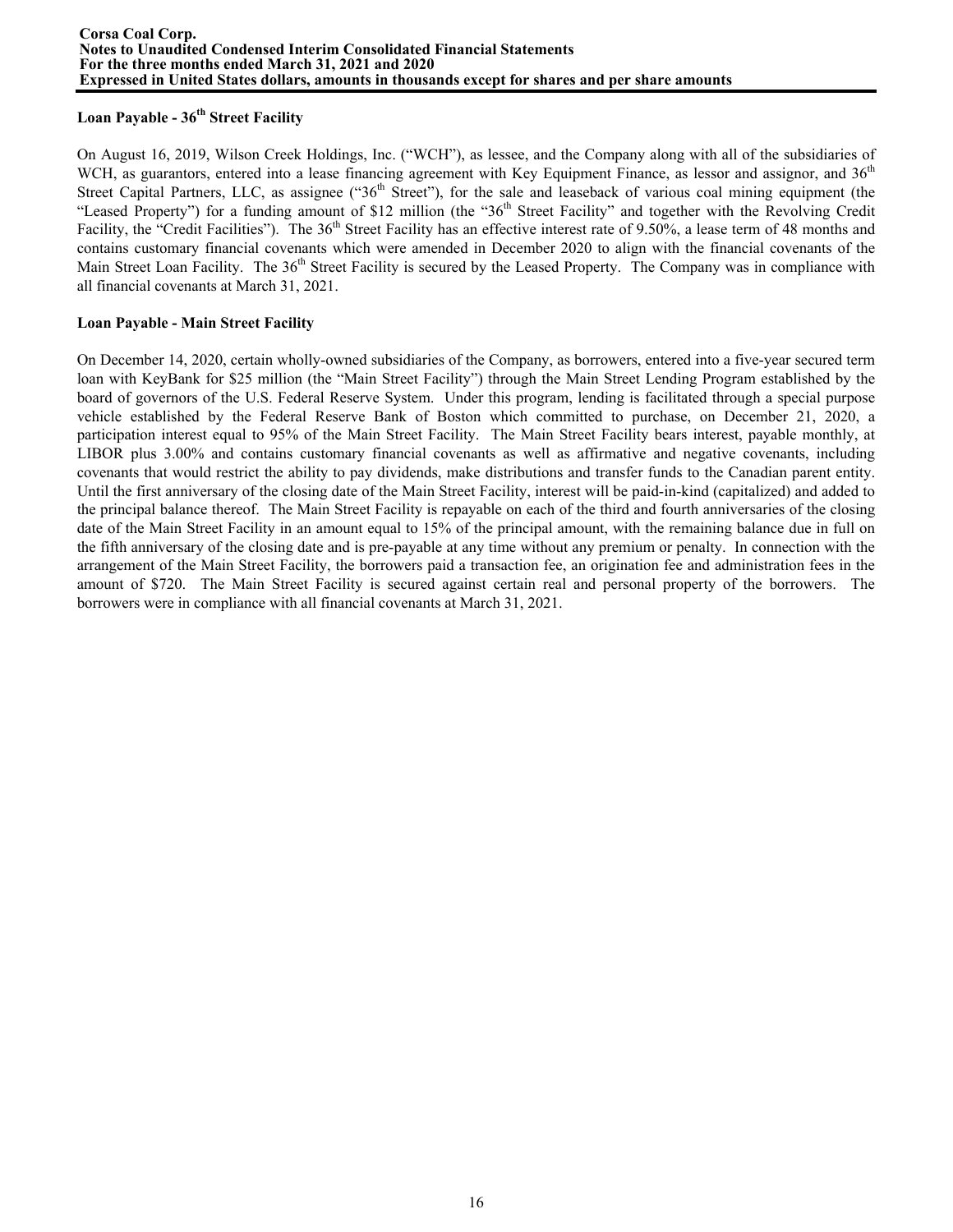### Loan Payable - 36th Street Facility

On August 16, 2019, Wilson Creek Holdings, Inc. ("WCH"), as lessee, and the Company along with all of the subsidiaries of WCH, as guarantors, entered into a lease financing agreement with Key Equipment Finance, as lessor and assignor, and 36th Street Capital Partners, LLC, as assignee ("36th Street"), for the sale and leaseback of various coal mining equipment (the "Leased Property") for a funding amount of $12 million (the "36th Street Facility" and together with the Revolving Credit Facility, the "Credit Facilities"). The 36th Street Facility has an effective interest rate of 9.50%, a lease term of 48 months and contains customary financial covenants which were amended in December 2020 to align with the financial covenants of the Main Street Loan Facility. The 36th Street Facility is secured by the Leased Property. The Company was in compliance with all financial covenants at March 31, 2021.

### Loan Payable - Main Street Facility

On December 14, 2020, certain wholly-owned subsidiaries of the Company, as borrowers, entered into a five-year secured term loan with KeyBank for $25 million (the "Main Street Facility") through the Main Street Lending Program established by the board of governors of the U.S. Federal Reserve System. Under this program, lending is facilitated through a special purpose vehicle established by the Federal Reserve Bank of Boston which committed to purchase, on December 21, 2020, a participation interest equal to 95% of the Main Street Facility. The Main Street Facility bears interest, payable monthly, at LIBOR plus 3.00% and contains customary financial covenants as well as affirmative and negative covenants, including covenants that would restrict the ability to pay dividends, make distributions and transfer funds to the Canadian parent entity. Until the first anniversary of the closing date of the Main Street Facility, interest will be paid-in-kind (capitalized) and added to the principal balance thereof. The Main Street Facility is repayable on each of the third and fourth anniversaries of the closing date of the Main Street Facility in an amount equal to 15% of the principal amount, with the remaining balance due in full on the fifth anniversary of the closing date and is pre-payable at any time without any premium or penalty. In connection with the arrangement of the Main Street Facility, the borrowers paid a transaction fee, an origination fee and administration fees in the amount of $720. The Main Street Facility is secured against certain real and personal property of the borrowers. The borrowers were in compliance with all financial covenants at March 31, 2021.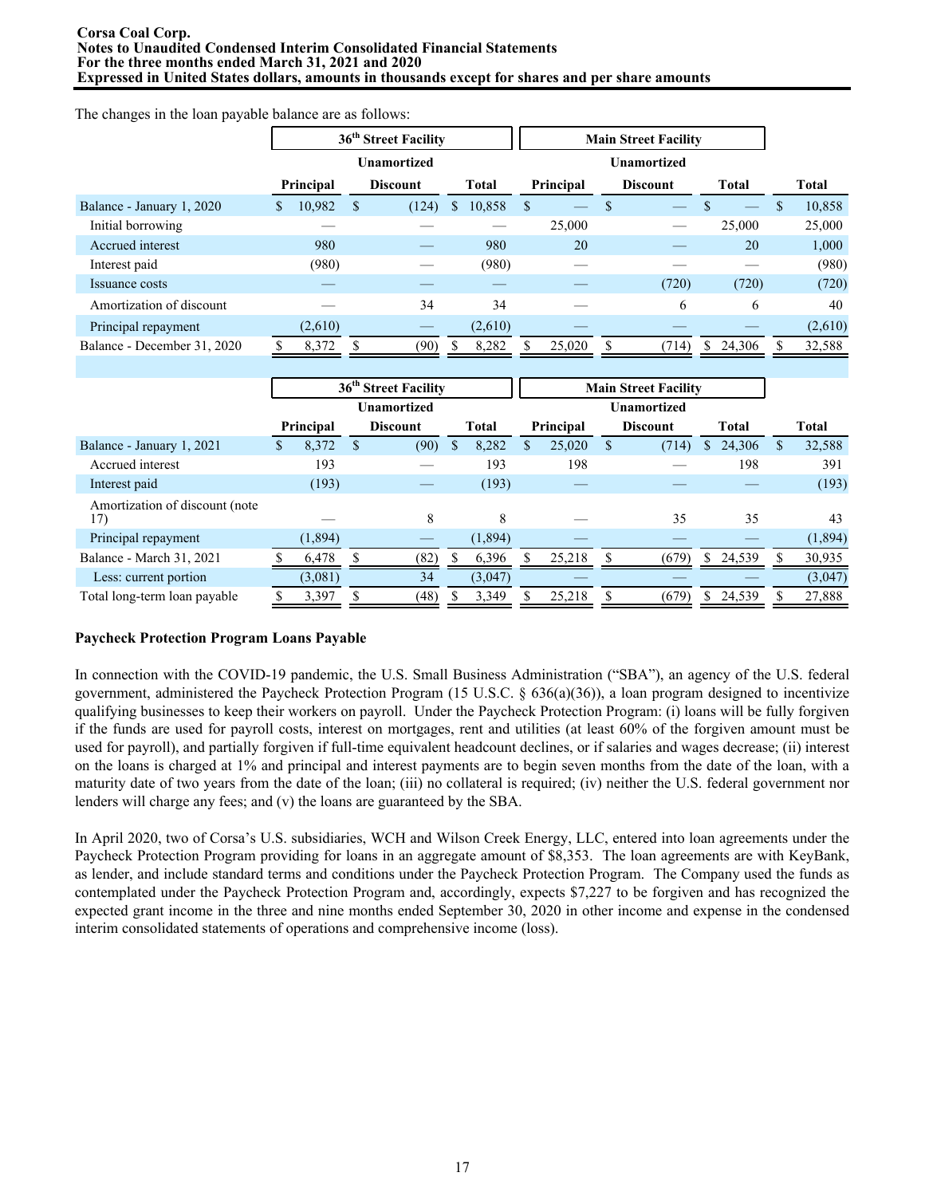The changes in the loan payable balance are as follows:

| | 36th Street Facility | | | Main Street Facility | | | |
|---|---|---|---|---|---|---|---|
| | Principal | Unamortized Discount | Total | Principal | Unamortized Discount | Total | Total |
| Balance - January 1, 2020 | $ 10,982 | $ (124) | $ 10,858 | $ — | $ — | $ — | $ 10,858 |
| Initial borrowing | — | — | — | 25,000 | — | 25,000 | 25,000 |
| Accrued interest | 980 | — | 980 | 20 | — | 20 | 1,000 |
| Interest paid | (980) | — | (980) | — | — | — | (980) |
| Issuance costs | — | — | — | — | (720) | (720) | (720) |
| Amortization of discount | — | 34 | 34 | — | 6 | 6 | 40 |
| Principal repayment | (2,610) | — | (2,610) | — | — | — | (2,610) |
| Balance - December 31, 2020 | $ 8,372 | $ (90) | $ 8,282 | $ 25,020 | $ (714) | $ 24,306 | $ 32,588 |

| | 36th Street Facility | | | Main Street Facility | | | |
|---|---|---|---|---|---|---|---|
| | Principal | Unamortized Discount | Total | Principal | Unamortized Discount | Total | Total |
| Balance - January 1, 2021 | $ 8,372 | $ (90) | $ 8,282 | $ 25,020 | $ (714) | $ 24,306 | $ 32,588 |
| Accrued interest | 193 | — | 193 | 198 | — | 198 | 391 |
| Interest paid | (193) | — | (193) | — | — | — | (193) |
| Amortization of discount (note 17) | — | 8 | 8 | — | 35 | 35 | 43 |
| Principal repayment | (1,894) | — | (1,894) | — | — | — | (1,894) |
| Balance - March 31, 2021 | $ 6,478 | $ (82) | $ 6,396 | $ 25,218 | $ (679) | $ 24,539 | $ 30,935 |
| Less: current portion | (3,081) | 34 | (3,047) | — | — | — | (3,047) |
| Total long-term loan payable | $ 3,397 | $ (48) | $ 3,349 | $ 25,218 | $ (679) | $ 24,539 | $ 27,888 |

**Paycheck Protection Program Loans Payable**

In connection with the COVID-19 pandemic, the U.S. Small Business Administration ("SBA"), an agency of the U.S. federal government, administered the Paycheck Protection Program (15 U.S.C. § 636(a)(36)), a loan program designed to incentivize qualifying businesses to keep their workers on payroll. Under the Paycheck Protection Program: (i) loans will be fully forgiven if the funds are used for payroll costs, interest on mortgages, rent and utilities (at least 60% of the forgiven amount must be used for payroll), and partially forgiven if full-time equivalent headcount declines, or if salaries and wages decrease; (ii) interest on the loans is charged at 1% and principal and interest payments are to begin seven months from the date of the loan, with a maturity date of two years from the date of the loan; (iii) no collateral is required; (iv) neither the U.S. federal government nor lenders will charge any fees; and (v) the loans are guaranteed by the SBA.

In April 2020, two of Corsa's U.S. subsidiaries, WCH and Wilson Creek Energy, LLC, entered into loan agreements under the Paycheck Protection Program providing for loans in an aggregate amount of $8,353. The loan agreements are with KeyBank, as lender, and include standard terms and conditions under the Paycheck Protection Program. The Company used the funds as contemplated under the Paycheck Protection Program and, accordingly, expects $7,227 to be forgiven and has recognized the expected grant income in the three and nine months ended September 30, 2020 in other income and expense in the condensed interim consolidated statements of operations and comprehensive income (loss).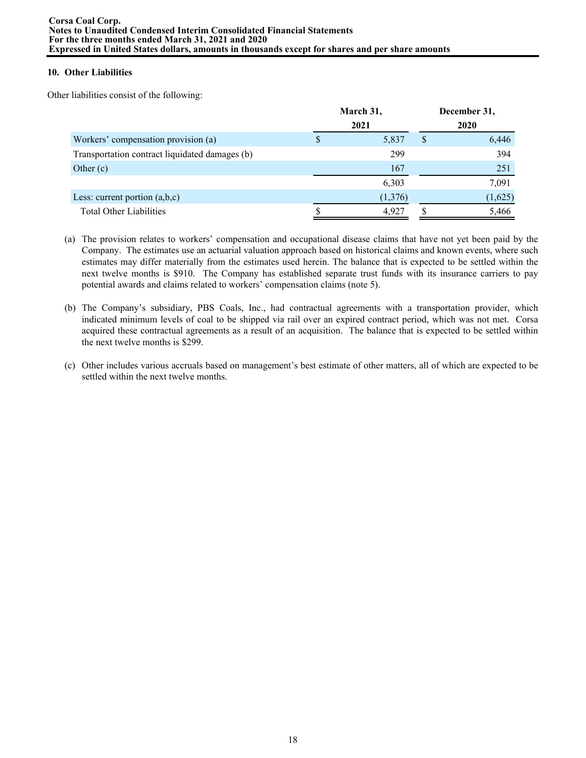## 10. Other Liabilities

Other liabilities consist of the following:

| | March 31, 2021 | December 31, 2020 |
|---|---|---|
| Workers' compensation provision (a) | $ 5,837 | $ 6,446 |
| Transportation contract liquidated damages (b) | 299 | 394 |
| Other (c) | 167 | 251 |
| | 6,303 | 7,091 |
| Less: current portion (a,b,c) | (1,376) | (1,625) |
| Total Other Liabilities | $ 4,927 | $ 5,466 |

(a) The provision relates to workers' compensation and occupational disease claims that have not yet been paid by the Company. The estimates use an actuarial valuation approach based on historical claims and known events, where such estimates may differ materially from the estimates used herein. The balance that is expected to be settled within the next twelve months is $910. The Company has established separate trust funds with its insurance carriers to pay potential awards and claims related to workers' compensation claims (note 5).

(b) The Company's subsidiary, PBS Coals, Inc., had contractual agreements with a transportation provider, which indicated minimum levels of coal to be shipped via rail over an expired contract period, which was not met. Corsa acquired these contractual agreements as a result of an acquisition. The balance that is expected to be settled within the next twelve months is $299.

(c) Other includes various accruals based on management's best estimate of other matters, all of which are expected to be settled within the next twelve months.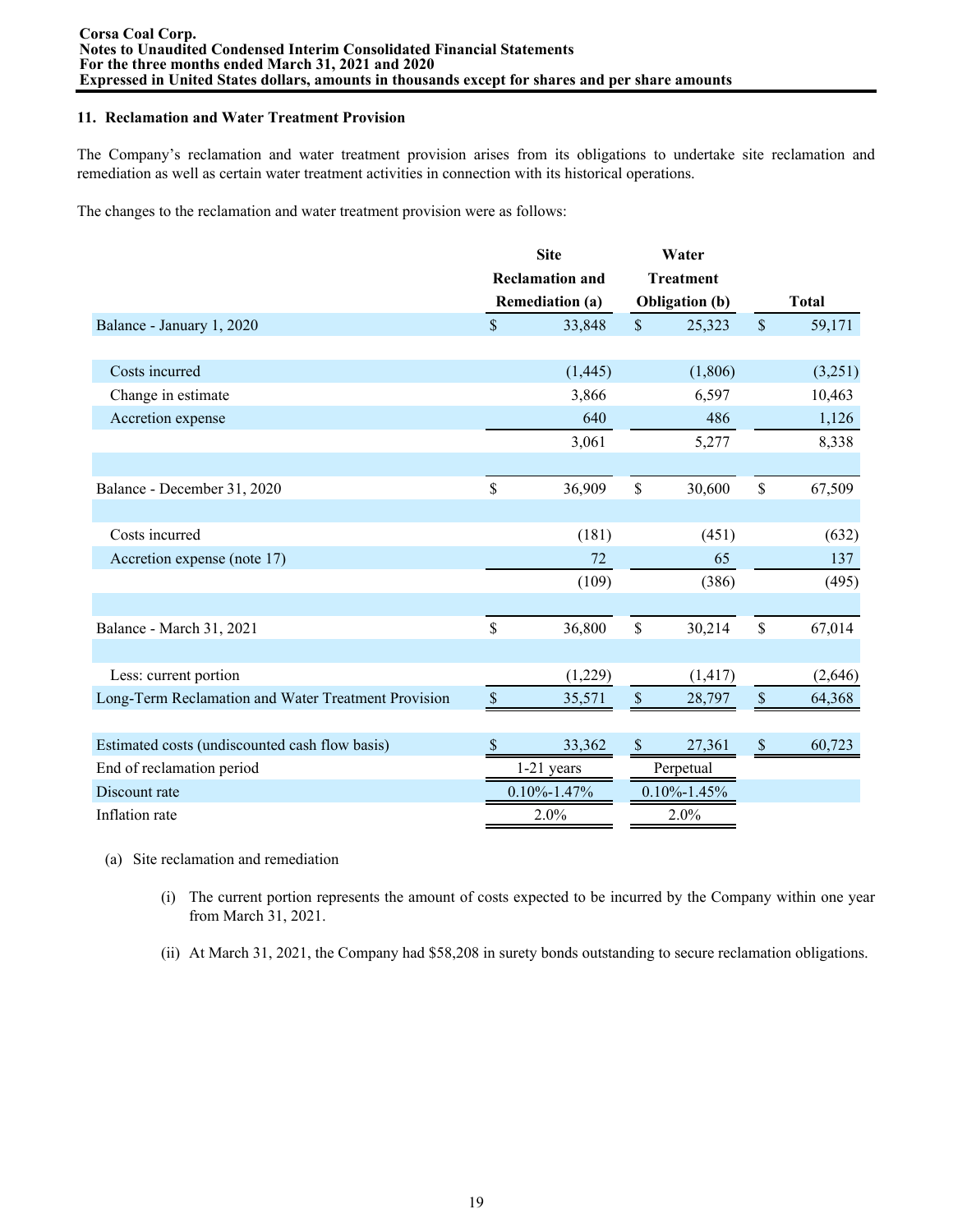### 11. Reclamation and Water Treatment Provision

The Company's reclamation and water treatment provision arises from its obligations to undertake site reclamation and remediation as well as certain water treatment activities in connection with its historical operations.

The changes to the reclamation and water treatment provision were as follows:

| | Site Reclamation and Remediation (a) | Water Treatment Obligation (b) | Total |
|---|---|---|---|
| Balance - January 1, 2020 | $ 33,848 | $ 25,323 | $ 59,171 |
| Costs incurred | (1,445) | (1,806) | (3,251) |
| Change in estimate | 3,866 | 6,597 | 10,463 |
| Accretion expense | 640 | 486 | 1,126 |
| | 3,061 | 5,277 | 8,338 |
| Balance - December 31, 2020 | $ 36,909 | $ 30,600 | $ 67,509 |
| Costs incurred | (181) | (451) | (632) |
| Accretion expense (note 17) | 72 | 65 | 137 |
| | (109) | (386) | (495) |
| Balance - March 31, 2021 | $ 36,800 | $ 30,214 | $ 67,014 |
| Less: current portion | (1,229) | (1,417) | (2,646) |
| Long-Term Reclamation and Water Treatment Provision | $ 35,571 | $ 28,797 | $ 64,368 |
| Estimated costs (undiscounted cash flow basis) | $ 33,362 | $ 27,361 | $ 60,723 |
| End of reclamation period | 1-21 years | Perpetual | |
| Discount rate | 0.10%-1.47% | 0.10%-1.45% | |
| Inflation rate | 2.0% | 2.0% | |

(a) Site reclamation and remediation

(i) The current portion represents the amount of costs expected to be incurred by the Company within one year from March 31, 2021.

(ii) At March 31, 2021, the Company had $58,208 in surety bonds outstanding to secure reclamation obligations.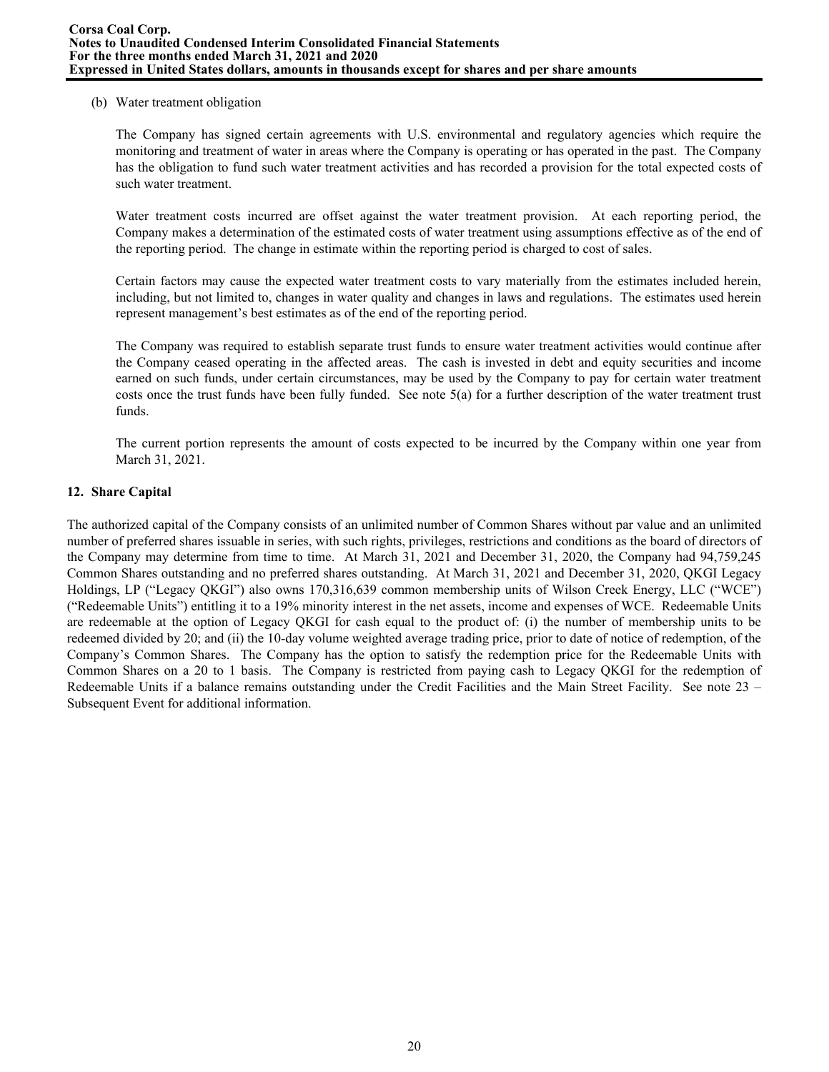(b) Water treatment obligation

The Company has signed certain agreements with U.S. environmental and regulatory agencies which require the monitoring and treatment of water in areas where the Company is operating or has operated in the past. The Company has the obligation to fund such water treatment activities and has recorded a provision for the total expected costs of such water treatment.

Water treatment costs incurred are offset against the water treatment provision. At each reporting period, the Company makes a determination of the estimated costs of water treatment using assumptions effective as of the end of the reporting period. The change in estimate within the reporting period is charged to cost of sales.

Certain factors may cause the expected water treatment costs to vary materially from the estimates included herein, including, but not limited to, changes in water quality and changes in laws and regulations. The estimates used herein represent management's best estimates as of the end of the reporting period.

The Company was required to establish separate trust funds to ensure water treatment activities would continue after the Company ceased operating in the affected areas. The cash is invested in debt and equity securities and income earned on such funds, under certain circumstances, may be used by the Company to pay for certain water treatment costs once the trust funds have been fully funded. See note 5(a) for a further description of the water treatment trust funds.

The current portion represents the amount of costs expected to be incurred by the Company within one year from March 31, 2021.

## 12. Share Capital

The authorized capital of the Company consists of an unlimited number of Common Shares without par value and an unlimited number of preferred shares issuable in series, with such rights, privileges, restrictions and conditions as the board of directors of the Company may determine from time to time. At March 31, 2021 and December 31, 2020, the Company had 94,759,245 Common Shares outstanding and no preferred shares outstanding. At March 31, 2021 and December 31, 2020, QKGI Legacy Holdings, LP ("Legacy QKGI") also owns 170,316,639 common membership units of Wilson Creek Energy, LLC ("WCE") ("Redeemable Units") entitling it to a 19% minority interest in the net assets, income and expenses of WCE. Redeemable Units are redeemable at the option of Legacy QKGI for cash equal to the product of: (i) the number of membership units to be redeemed divided by 20; and (ii) the 10-day volume weighted average trading price, prior to date of notice of redemption, of the Company's Common Shares. The Company has the option to satisfy the redemption price for the Redeemable Units with Common Shares on a 20 to 1 basis. The Company is restricted from paying cash to Legacy QKGI for the redemption of Redeemable Units if a balance remains outstanding under the Credit Facilities and the Main Street Facility. See note 23 – Subsequent Event for additional information.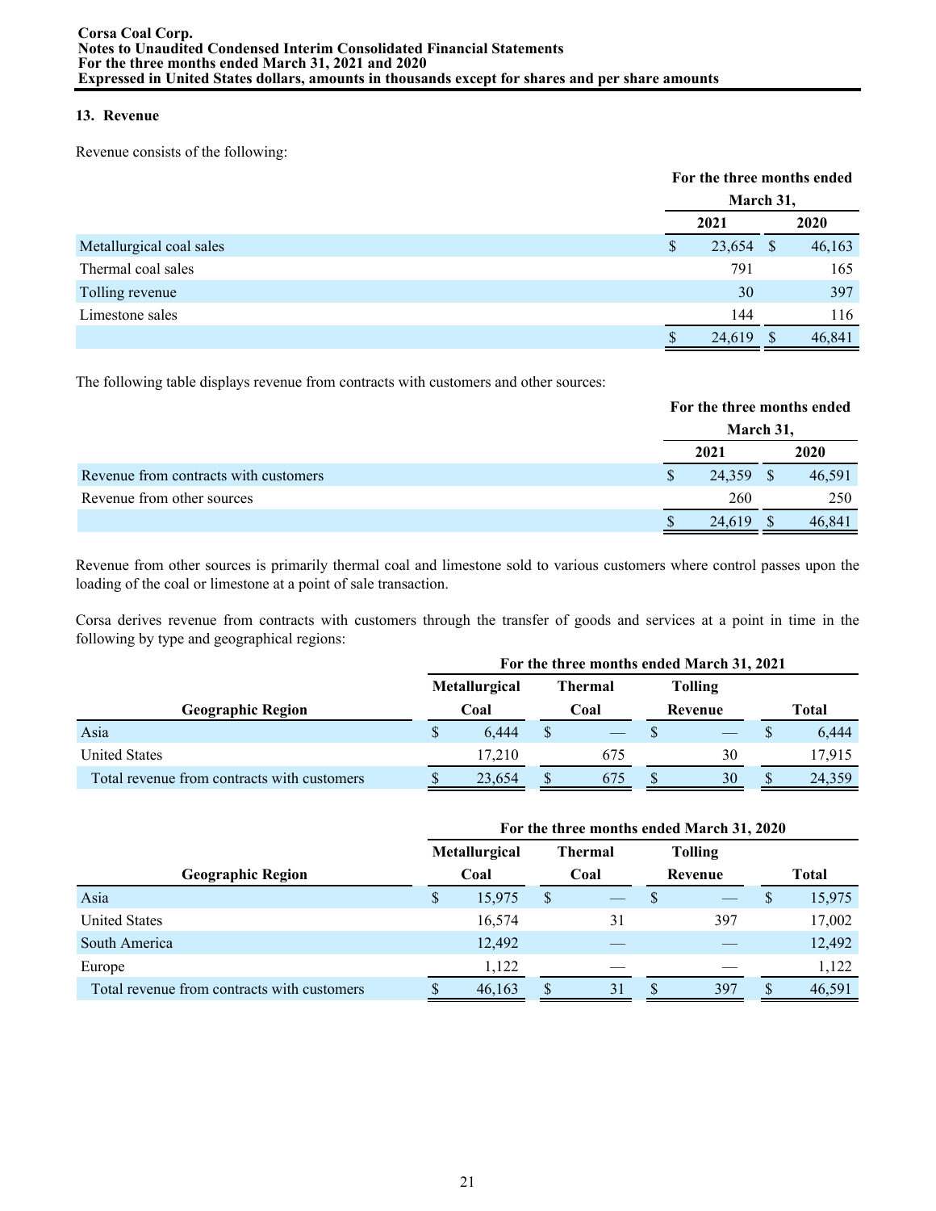## 13. Revenue

Revenue consists of the following:

| | For the three months ended March 31, | |
|---|---|---|
| | 2021 | 2020 |
| Metallurgical coal sales | $ 23,654 | $ 46,163 |
| Thermal coal sales | 791 | 165 |
| Tolling revenue | 30 | 397 |
| Limestone sales | 144 | 116 |
| | $ 24,619 | $ 46,841 |

The following table displays revenue from contracts with customers and other sources:

| | For the three months ended March 31, | |
|---|---|---|
| | 2021 | 2020 |
| Revenue from contracts with customers | $ 24,359 | $ 46,591 |
| Revenue from other sources | 260 | 250 |
| | $ 24,619 | $ 46,841 |

Revenue from other sources is primarily thermal coal and limestone sold to various customers where control passes upon the loading of the coal or limestone at a point of sale transaction.

Corsa derives revenue from contracts with customers through the transfer of goods and services at a point in time in the following by type and geographical regions:

| | For the three months ended March 31, 2021 | | | |
|---|---|---|---|---|
| Geographic Region | Metallurgical Coal | Thermal Coal | Tolling Revenue | Total |
| Asia | $ 6,444 | $ — | $ — | $ 6,444 |
| United States | 17,210 | 675 | 30 | 17,915 |
| Total revenue from contracts with customers | $ 23,654 | $ 675 | $ 30 | $ 24,359 |

| | For the three months ended March 31, 2020 | | | |
|---|---|---|---|---|
| Geographic Region | Metallurgical Coal | Thermal Coal | Tolling Revenue | Total |
| Asia | $ 15,975 | $ — | $ — | $ 15,975 |
| United States | 16,574 | 31 | 397 | 17,002 |
| South America | 12,492 | — | — | 12,492 |
| Europe | 1,122 | — | — | 1,122 |
| Total revenue from contracts with customers | $ 46,163 | $ 31 | $ 397 | $ 46,591 |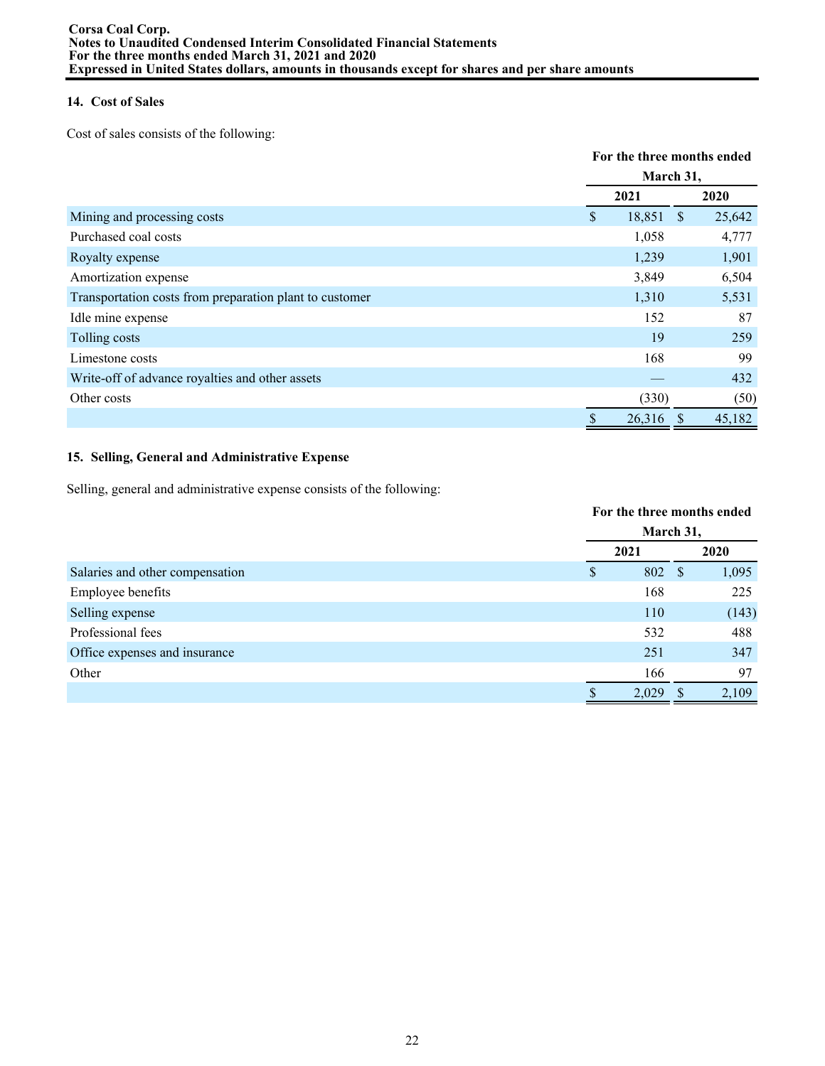### 14. Cost of Sales

Cost of sales consists of the following:

| | For the three months ended March 31, | |
|---|---|---|
| | 2021 | 2020 |
| Mining and processing costs | $ 18,851 | $ 25,642 |
| Purchased coal costs | 1,058 | 4,777 |
| Royalty expense | 1,239 | 1,901 |
| Amortization expense | 3,849 | 6,504 |
| Transportation costs from preparation plant to customer | 1,310 | 5,531 |
| Idle mine expense | 152 | 87 |
| Tolling costs | 19 | 259 |
| Limestone costs | 168 | 99 |
| Write-off of advance royalties and other assets | — | 432 |
| Other costs | (330) | (50) |
| | $ 26,316 | $ 45,182 |

### 15. Selling, General and Administrative Expense

Selling, general and administrative expense consists of the following:

| | For the three months ended March 31, | |
|---|---|---|
| | 2021 | 2020 |
| Salaries and other compensation | $ 802 | $ 1,095 |
| Employee benefits | 168 | 225 |
| Selling expense | 110 | (143) |
| Professional fees | 532 | 488 |
| Office expenses and insurance | 251 | 347 |
| Other | 166 | 97 |
| | $ 2,029 | $ 2,109 |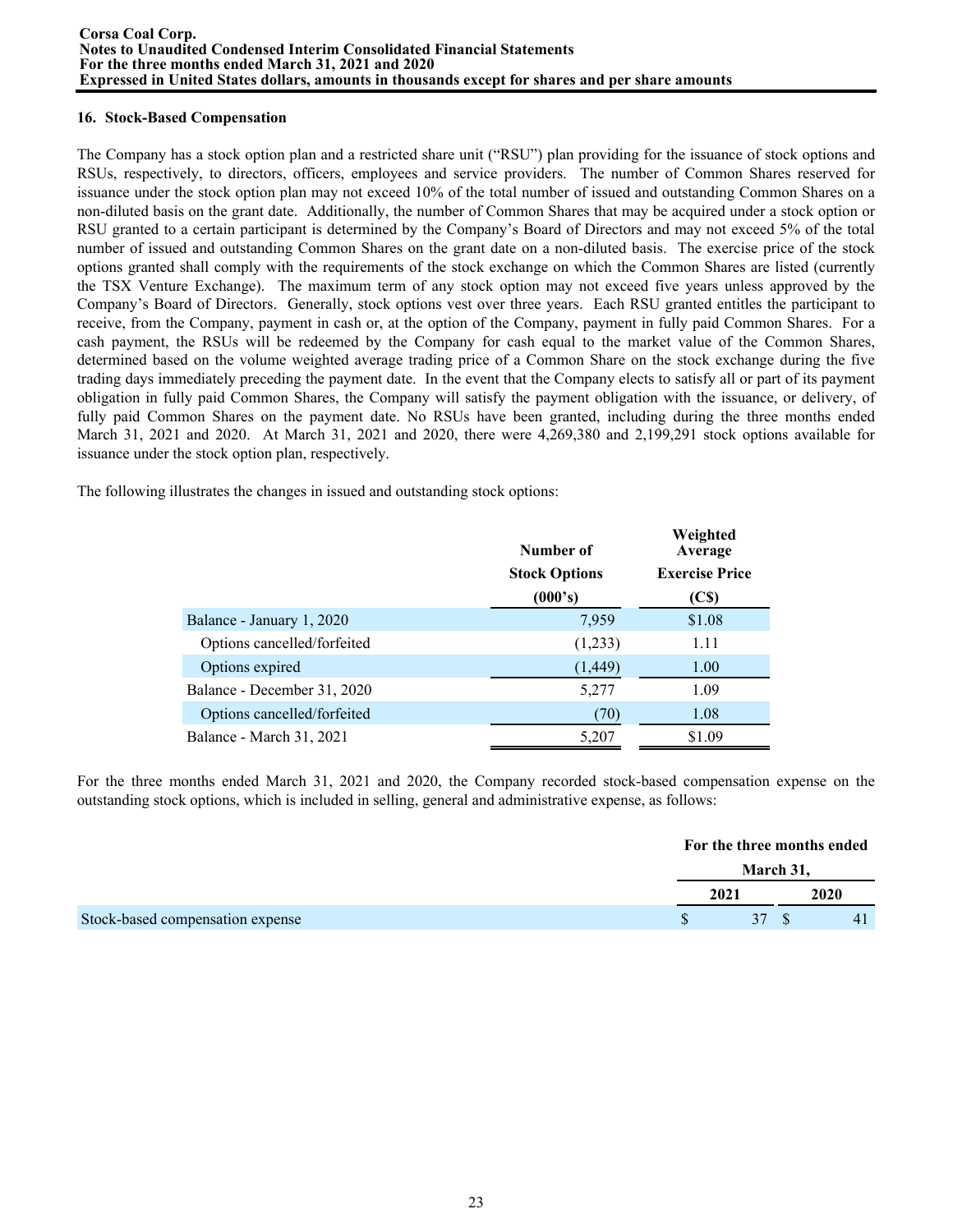## 16. Stock-Based Compensation

The Company has a stock option plan and a restricted share unit ("RSU") plan providing for the issuance of stock options and RSUs, respectively, to directors, officers, employees and service providers. The number of Common Shares reserved for issuance under the stock option plan may not exceed 10% of the total number of issued and outstanding Common Shares on a non-diluted basis on the grant date. Additionally, the number of Common Shares that may be acquired under a stock option or RSU granted to a certain participant is determined by the Company's Board of Directors and may not exceed 5% of the total number of issued and outstanding Common Shares on the grant date on a non-diluted basis. The exercise price of the stock options granted shall comply with the requirements of the stock exchange on which the Common Shares are listed (currently the TSX Venture Exchange). The maximum term of any stock option may not exceed five years unless approved by the Company's Board of Directors. Generally, stock options vest over three years. Each RSU granted entitles the participant to receive, from the Company, payment in cash or, at the option of the Company, payment in fully paid Common Shares. For a cash payment, the RSUs will be redeemed by the Company for cash equal to the market value of the Common Shares, determined based on the volume weighted average trading price of a Common Share on the stock exchange during the five trading days immediately preceding the payment date. In the event that the Company elects to satisfy all or part of its payment obligation in fully paid Common Shares, the Company will satisfy the payment obligation with the issuance, or delivery, of fully paid Common Shares on the payment date. No RSUs have been granted, including during the three months ended March 31, 2021 and 2020. At March 31, 2021 and 2020, there were 4,269,380 and 2,199,291 stock options available for issuance under the stock option plan, respectively.

The following illustrates the changes in issued and outstanding stock options:

| | Number of Stock Options (000's) | Weighted Average Exercise Price (C$) |
|---|---|---|
| Balance - January 1, 2020 | 7,959 | $1.08 |
| Options cancelled/forfeited | (1,233) | 1.11 |
| Options expired | (1,449) | 1.00 |
| Balance - December 31, 2020 | 5,277 | 1.09 |
| Options cancelled/forfeited | (70) | 1.08 |
| Balance - March 31, 2021 | 5,207 | $1.09 |

For the three months ended March 31, 2021 and 2020, the Company recorded stock-based compensation expense on the outstanding stock options, which is included in selling, general and administrative expense, as follows:

| | For the three months ended March 31, | |
|---|---|---|
| | 2021 | 2020 |
| Stock-based compensation expense | $ 37 | $ 41 |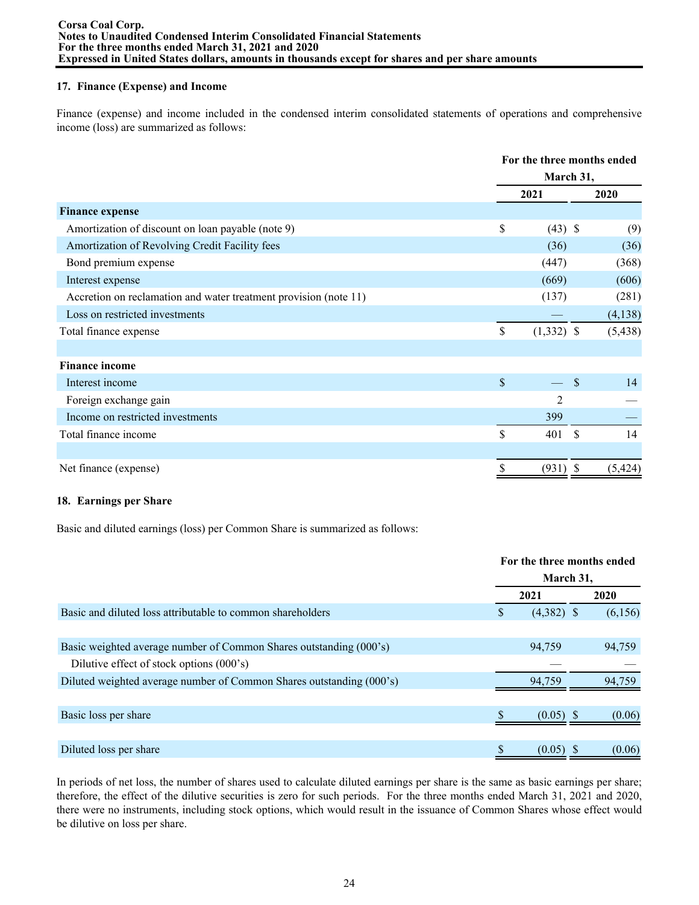## 17. Finance (Expense) and Income

Finance (expense) and income included in the condensed interim consolidated statements of operations and comprehensive income (loss) are summarized as follows:

| | For the three months ended March 31, | |
|---|---|---|
| | 2021 | 2020 |
| **Finance expense** | | |
| Amortization of discount on loan payable (note 9) | $ (43) | $ (9) |
| Amortization of Revolving Credit Facility fees | (36) | (36) |
| Bond premium expense | (447) | (368) |
| Interest expense | (669) | (606) |
| Accretion on reclamation and water treatment provision (note 11) | (137) | (281) |
| Loss on restricted investments | — | (4,138) |
| Total finance expense | $ (1,332) | $ (5,438) |
| | | |
| **Finance income** | | |
| Interest income | $ — | $ 14 |
| Foreign exchange gain | 2 | — |
| Income on restricted investments | 399 | — |
| Total finance income | $ 401 | $ 14 |
| | | |
| Net finance (expense) | $ (931) | $ (5,424) |

## 18. Earnings per Share

Basic and diluted earnings (loss) per Common Share is summarized as follows:

| | For the three months ended March 31, | |
|---|---|---|
| | 2021 | 2020 |
| Basic and diluted loss attributable to common shareholders | $ (4,382) | $ (6,156) |
| | | |
| Basic weighted average number of Common Shares outstanding (000's) | 94,759 | 94,759 |
| Dilutive effect of stock options (000's) | — | — |
| Diluted weighted average number of Common Shares outstanding (000's) | 94,759 | 94,759 |
| | | |
| Basic loss per share | $ (0.05) | $ (0.06) |
| | | |
| Diluted loss per share | $ (0.05) | $ (0.06) |

In periods of net loss, the number of shares used to calculate diluted earnings per share is the same as basic earnings per share; therefore, the effect of the dilutive securities is zero for such periods. For the three months ended March 31, 2021 and 2020, there were no instruments, including stock options, which would result in the issuance of Common Shares whose effect would be dilutive on loss per share.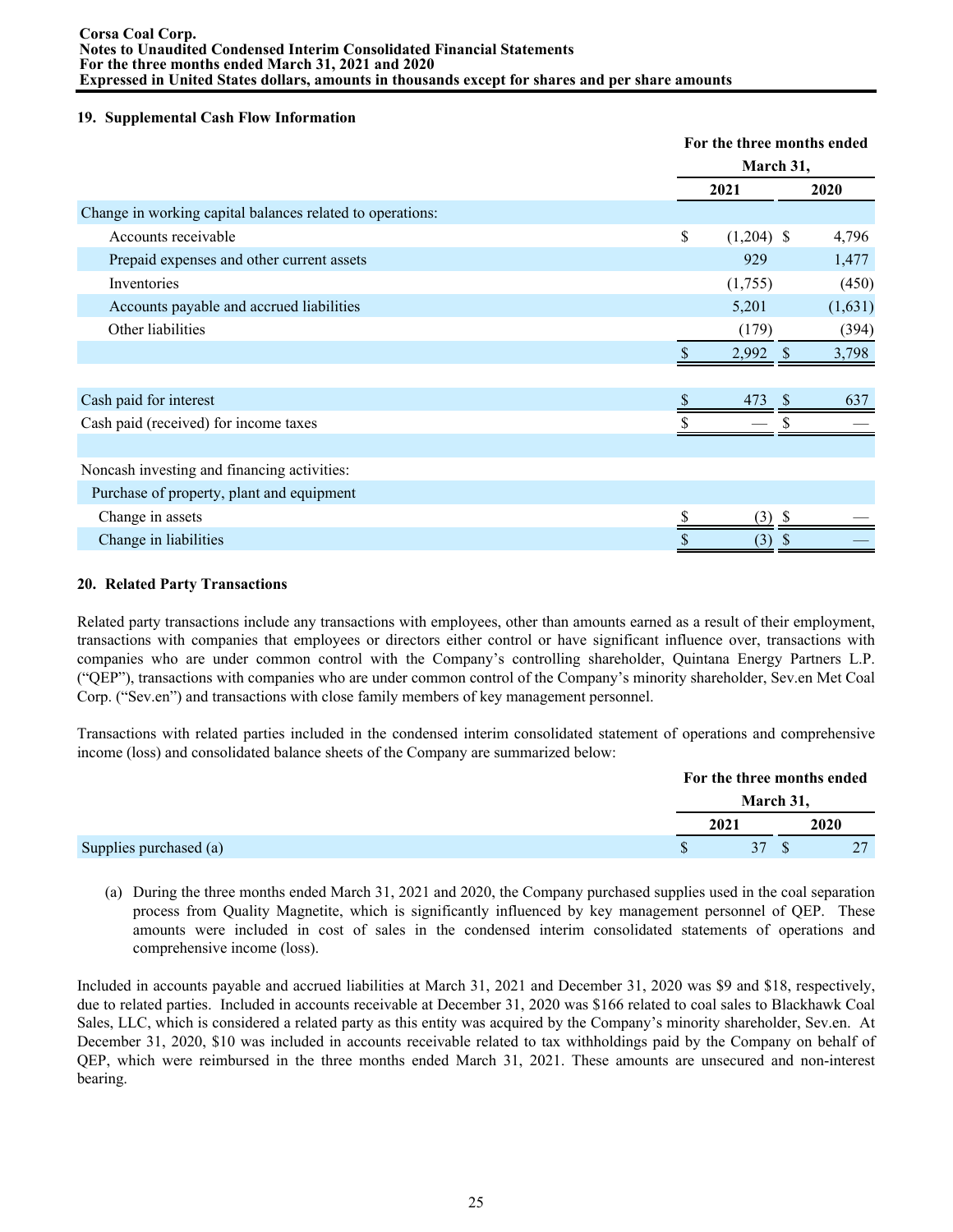### 19. Supplemental Cash Flow Information

| | For the three months ended March 31, | |
|---|---|---|
| | 2021 | 2020 |
| Change in working capital balances related to operations: | | |
| Accounts receivable | $ (1,204) | $ 4,796 |
| Prepaid expenses and other current assets | 929 | 1,477 |
| Inventories | (1,755) | (450) |
| Accounts payable and accrued liabilities | 5,201 | (1,631) |
| Other liabilities | (179) | (394) |
| | $ 2,992 | $ 3,798 |
| | | |
| Cash paid for interest | $ 473 | $ 637 |
| Cash paid (received) for income taxes | $ — | $ — |
| | | |
| Noncash investing and financing activities: | | |
| Purchase of property, plant and equipment | | |
| Change in assets | $ (3) | $ — |
| Change in liabilities | $ (3) | $ — |

### 20. Related Party Transactions

Related party transactions include any transactions with employees, other than amounts earned as a result of their employment, transactions with companies that employees or directors either control or have significant influence over, transactions with companies who are under common control with the Company's controlling shareholder, Quintana Energy Partners L.P. ("QEP"), transactions with companies who are under common control of the Company's minority shareholder, Sev.en Met Coal Corp. ("Sev.en") and transactions with close family members of key management personnel.

Transactions with related parties included in the condensed interim consolidated statement of operations and comprehensive income (loss) and consolidated balance sheets of the Company are summarized below:

| | For the three months ended March 31, | |
|---|---|---|
| | 2021 | 2020 |
| Supplies purchased (a) | $ 37 | $ 27 |

(a) During the three months ended March 31, 2021 and 2020, the Company purchased supplies used in the coal separation process from Quality Magnetite, which is significantly influenced by key management personnel of QEP. These amounts were included in cost of sales in the condensed interim consolidated statements of operations and comprehensive income (loss).

Included in accounts payable and accrued liabilities at March 31, 2021 and December 31, 2020 was $9 and $18, respectively, due to related parties. Included in accounts receivable at December 31, 2020 was $166 related to coal sales to Blackhawk Coal Sales, LLC, which is considered a related party as this entity was acquired by the Company's minority shareholder, Sev.en. At December 31, 2020, $10 was included in accounts receivable related to tax withholdings paid by the Company on behalf of QEP, which were reimbursed in the three months ended March 31, 2021. These amounts are unsecured and non-interest bearing.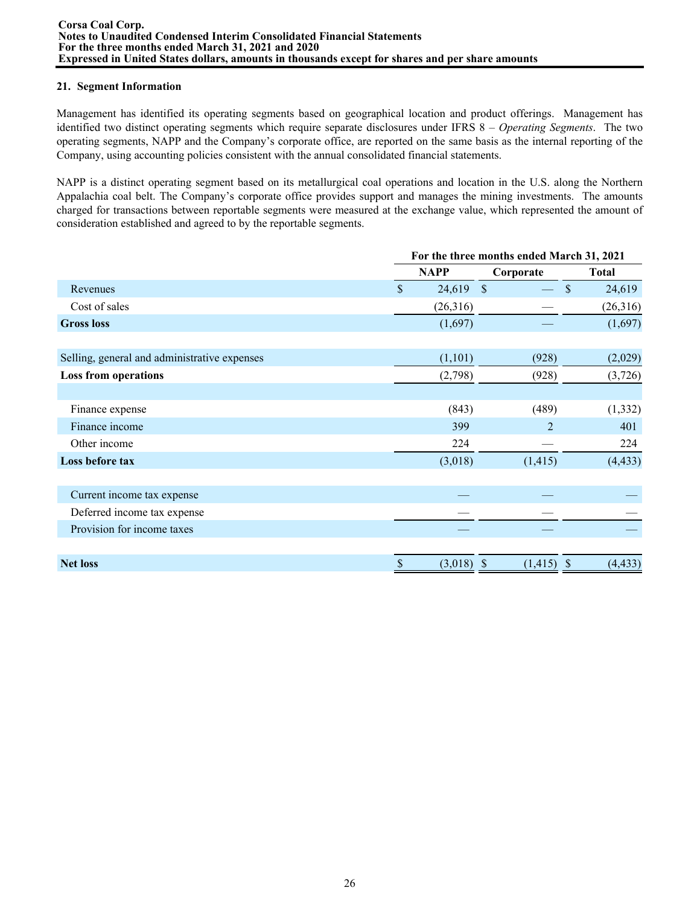## 21. Segment Information

Management has identified its operating segments based on geographical location and product offerings. Management has identified two distinct operating segments which require separate disclosures under IFRS 8 – *Operating Segments*. The two operating segments, NAPP and the Company's corporate office, are reported on the same basis as the internal reporting of the Company, using accounting policies consistent with the annual consolidated financial statements.

NAPP is a distinct operating segment based on its metallurgical coal operations and location in the U.S. along the Northern Appalachia coal belt. The Company's corporate office provides support and manages the mining investments. The amounts charged for transactions between reportable segments were measured at the exchange value, which represented the amount of consideration established and agreed to by the reportable segments.

| | For the three months ended March 31, 2021 | | |
|---|---|---|---|
| | NAPP | Corporate | Total |
| Revenues | $ 24,619 | $ — | $ 24,619 |
| Cost of sales | (26,316) | — | (26,316) |
| **Gross loss** | (1,697) | — | (1,697) |
| | | | |
| Selling, general and administrative expenses | (1,101) | (928) | (2,029) |
| **Loss from operations** | (2,798) | (928) | (3,726) |
| | | | |
| Finance expense | (843) | (489) | (1,332) |
| Finance income | 399 | 2 | 401 |
| Other income | 224 | — | 224 |
| **Loss before tax** | (3,018) | (1,415) | (4,433) |
| | | | |
| Current income tax expense | — | — | — |
| Deferred income tax expense | — | — | — |
| Provision for income taxes | — | — | — |
| | | | |
| **Net loss** | $ (3,018) | $ (1,415) | $ (4,433) |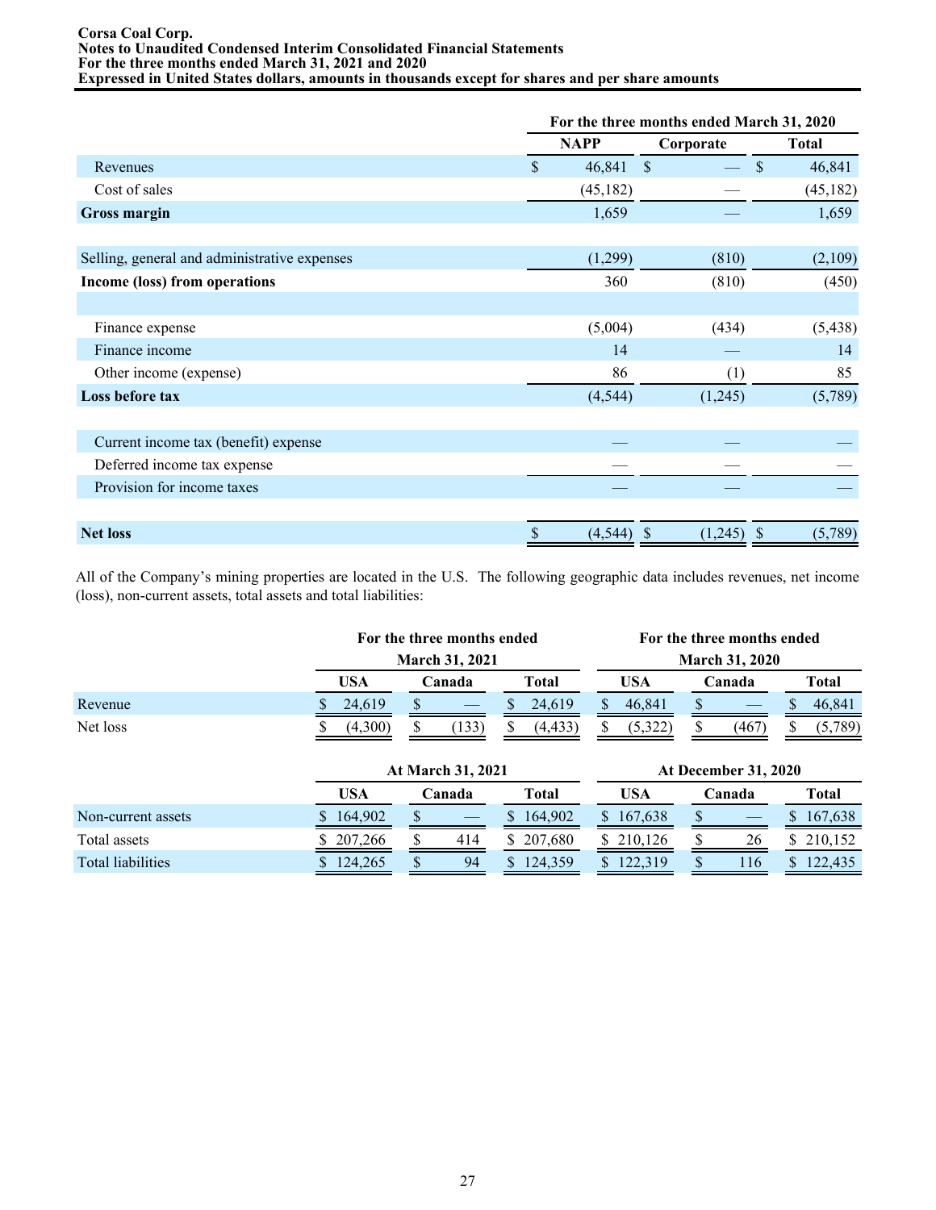|  | For the three months ended March 31, 2020 | | |
|---|---|---|---|
|  | NAPP | Corporate | Total |
| Revenues | $ 46,841 | $ — | $ 46,841 |
| Cost of sales | (45,182) | — | (45,182) |
| **Gross margin** | 1,659 | — | 1,659 |
|  |  |  |  |
| Selling, general and administrative expenses | (1,299) | (810) | (2,109) |
| **Income (loss) from operations** | 360 | (810) | (450) |
|  |  |  |  |
| Finance expense | (5,004) | (434) | (5,438) |
| Finance income | 14 | — | 14 |
| Other income (expense) | 86 | (1) | 85 |
| **Loss before tax** | (4,544) | (1,245) | (5,789) |
|  |  |  |  |
| Current income tax (benefit) expense | — | — | — |
| Deferred income tax expense | — | — | — |
| Provision for income taxes | — | — | — |
|  |  |  |  |
| **Net loss** | $ (4,544) | $ (1,245) | $ (5,789) |

All of the Company's mining properties are located in the U.S. The following geographic data includes revenues, net income (loss), non-current assets, total assets and total liabilities:

|  | For the three months ended March 31, 2021 | | | For the three months ended March 31, 2020 | | |
|---|---|---|---|---|---|---|
|  | USA | Canada | Total | USA | Canada | Total |
| Revenue | $ 24,619 | $ — | $ 24,619 | $ 46,841 | $ — | $ 46,841 |
| Net loss | $ (4,300) | $ (133) | $ (4,433) | $ (5,322) | $ (467) | $ (5,789) |

|  | At March 31, 2021 | | | At December 31, 2020 | | |
|---|---|---|---|---|---|---|
|  | USA | Canada | Total | USA | Canada | Total |
| Non-current assets | $ 164,902 | $ — | $ 164,902 | $ 167,638 | $ — | $ 167,638 |
| Total assets | $ 207,266 | $ 414 | $ 207,680 | $ 210,126 | $ 26 | $ 210,152 |
| Total liabilities | $ 124,265 | $ 94 | $ 124,359 | $ 122,319 | $ 116 | $ 122,435 |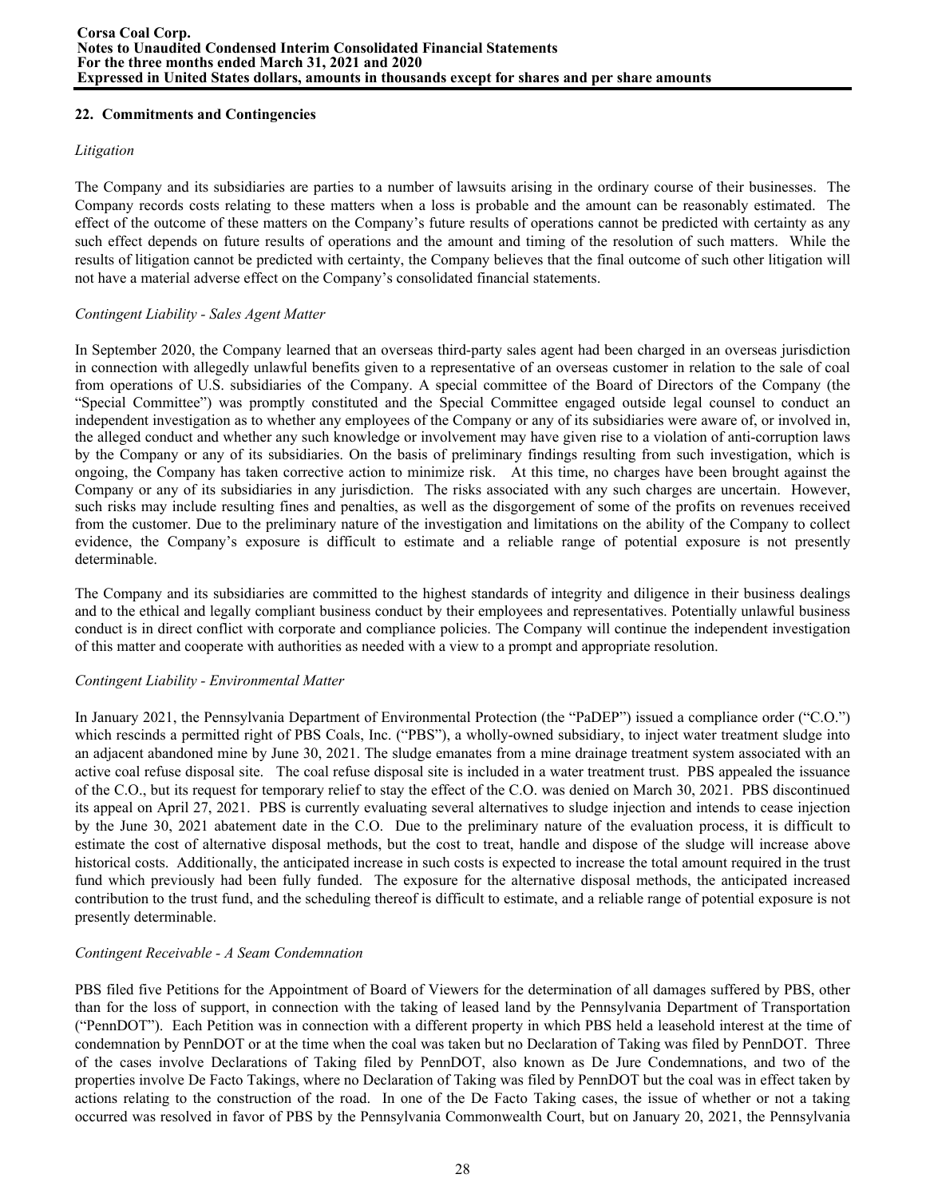## 22. Commitments and Contingencies

*Litigation*

The Company and its subsidiaries are parties to a number of lawsuits arising in the ordinary course of their businesses. The Company records costs relating to these matters when a loss is probable and the amount can be reasonably estimated. The effect of the outcome of these matters on the Company's future results of operations cannot be predicted with certainty as any such effect depends on future results of operations and the amount and timing of the resolution of such matters. While the results of litigation cannot be predicted with certainty, the Company believes that the final outcome of such other litigation will not have a material adverse effect on the Company's consolidated financial statements.

*Contingent Liability - Sales Agent Matter*

In September 2020, the Company learned that an overseas third-party sales agent had been charged in an overseas jurisdiction in connection with allegedly unlawful benefits given to a representative of an overseas customer in relation to the sale of coal from operations of U.S. subsidiaries of the Company. A special committee of the Board of Directors of the Company (the "Special Committee") was promptly constituted and the Special Committee engaged outside legal counsel to conduct an independent investigation as to whether any employees of the Company or any of its subsidiaries were aware of, or involved in, the alleged conduct and whether any such knowledge or involvement may have given rise to a violation of anti-corruption laws by the Company or any of its subsidiaries. On the basis of preliminary findings resulting from such investigation, which is ongoing, the Company has taken corrective action to minimize risk. At this time, no charges have been brought against the Company or any of its subsidiaries in any jurisdiction. The risks associated with any such charges are uncertain. However, such risks may include resulting fines and penalties, as well as the disgorgement of some of the profits on revenues received from the customer. Due to the preliminary nature of the investigation and limitations on the ability of the Company to collect evidence, the Company's exposure is difficult to estimate and a reliable range of potential exposure is not presently determinable.

The Company and its subsidiaries are committed to the highest standards of integrity and diligence in their business dealings and to the ethical and legally compliant business conduct by their employees and representatives. Potentially unlawful business conduct is in direct conflict with corporate and compliance policies. The Company will continue the independent investigation of this matter and cooperate with authorities as needed with a view to a prompt and appropriate resolution.

*Contingent Liability - Environmental Matter*

In January 2021, the Pennsylvania Department of Environmental Protection (the "PaDEP") issued a compliance order ("C.O.") which rescinds a permitted right of PBS Coals, Inc. ("PBS"), a wholly-owned subsidiary, to inject water treatment sludge into an adjacent abandoned mine by June 30, 2021. The sludge emanates from a mine drainage treatment system associated with an active coal refuse disposal site. The coal refuse disposal site is included in a water treatment trust. PBS appealed the issuance of the C.O., but its request for temporary relief to stay the effect of the C.O. was denied on March 30, 2021. PBS discontinued its appeal on April 27, 2021. PBS is currently evaluating several alternatives to sludge injection and intends to cease injection by the June 30, 2021 abatement date in the C.O. Due to the preliminary nature of the evaluation process, it is difficult to estimate the cost of alternative disposal methods, but the cost to treat, handle and dispose of the sludge will increase above historical costs. Additionally, the anticipated increase in such costs is expected to increase the total amount required in the trust fund which previously had been fully funded. The exposure for the alternative disposal methods, the anticipated increased contribution to the trust fund, and the scheduling thereof is difficult to estimate, and a reliable range of potential exposure is not presently determinable.

*Contingent Receivable - A Seam Condemnation*

PBS filed five Petitions for the Appointment of Board of Viewers for the determination of all damages suffered by PBS, other than for the loss of support, in connection with the taking of leased land by the Pennsylvania Department of Transportation ("PennDOT"). Each Petition was in connection with a different property in which PBS held a leasehold interest at the time of condemnation by PennDOT or at the time when the coal was taken but no Declaration of Taking was filed by PennDOT. Three of the cases involve Declarations of Taking filed by PennDOT, also known as De Jure Condemnations, and two of the properties involve De Facto Takings, where no Declaration of Taking was filed by PennDOT but the coal was in effect taken by actions relating to the construction of the road. In one of the De Facto Taking cases, the issue of whether or not a taking occurred was resolved in favor of PBS by the Pennsylvania Commonwealth Court, but on January 20, 2021, the Pennsylvania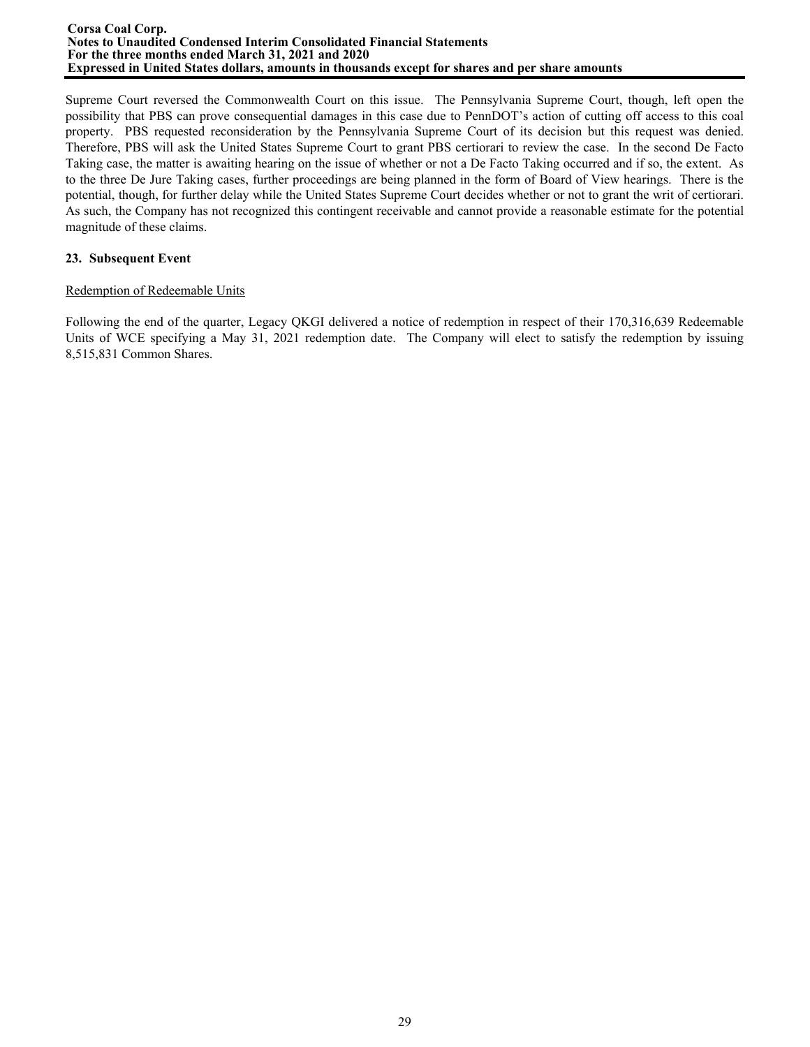Supreme Court reversed the Commonwealth Court on this issue. The Pennsylvania Supreme Court, though, left open the possibility that PBS can prove consequential damages in this case due to PennDOT's action of cutting off access to this coal property. PBS requested reconsideration by the Pennsylvania Supreme Court of its decision but this request was denied. Therefore, PBS will ask the United States Supreme Court to grant PBS certiorari to review the case. In the second De Facto Taking case, the matter is awaiting hearing on the issue of whether or not a De Facto Taking occurred and if so, the extent. As to the three De Jure Taking cases, further proceedings are being planned in the form of Board of View hearings. There is the potential, though, for further delay while the United States Supreme Court decides whether or not to grant the writ of certiorari. As such, the Company has not recognized this contingent receivable and cannot provide a reasonable estimate for the potential magnitude of these claims.

## 23. Subsequent Event

Redemption of Redeemable Units

Following the end of the quarter, Legacy QKGI delivered a notice of redemption in respect of their 170,316,639 Redeemable Units of WCE specifying a May 31, 2021 redemption date. The Company will elect to satisfy the redemption by issuing 8,515,831 Common Shares.